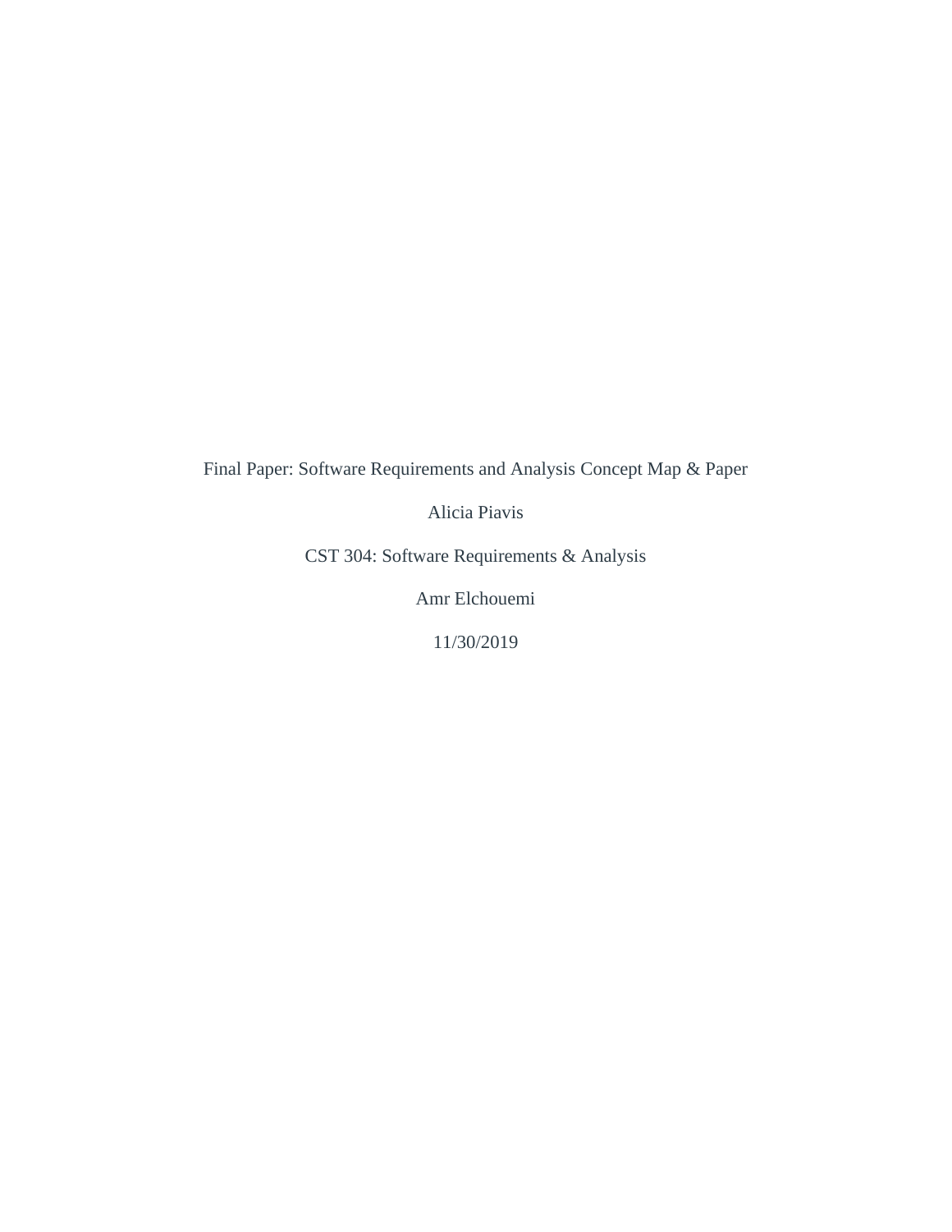Final Paper: Software Requirements and Analysis Concept Map & Paper

Alicia Piavis

CST 304: Software Requirements & Analysis

Amr Elchouemi

11/30/2019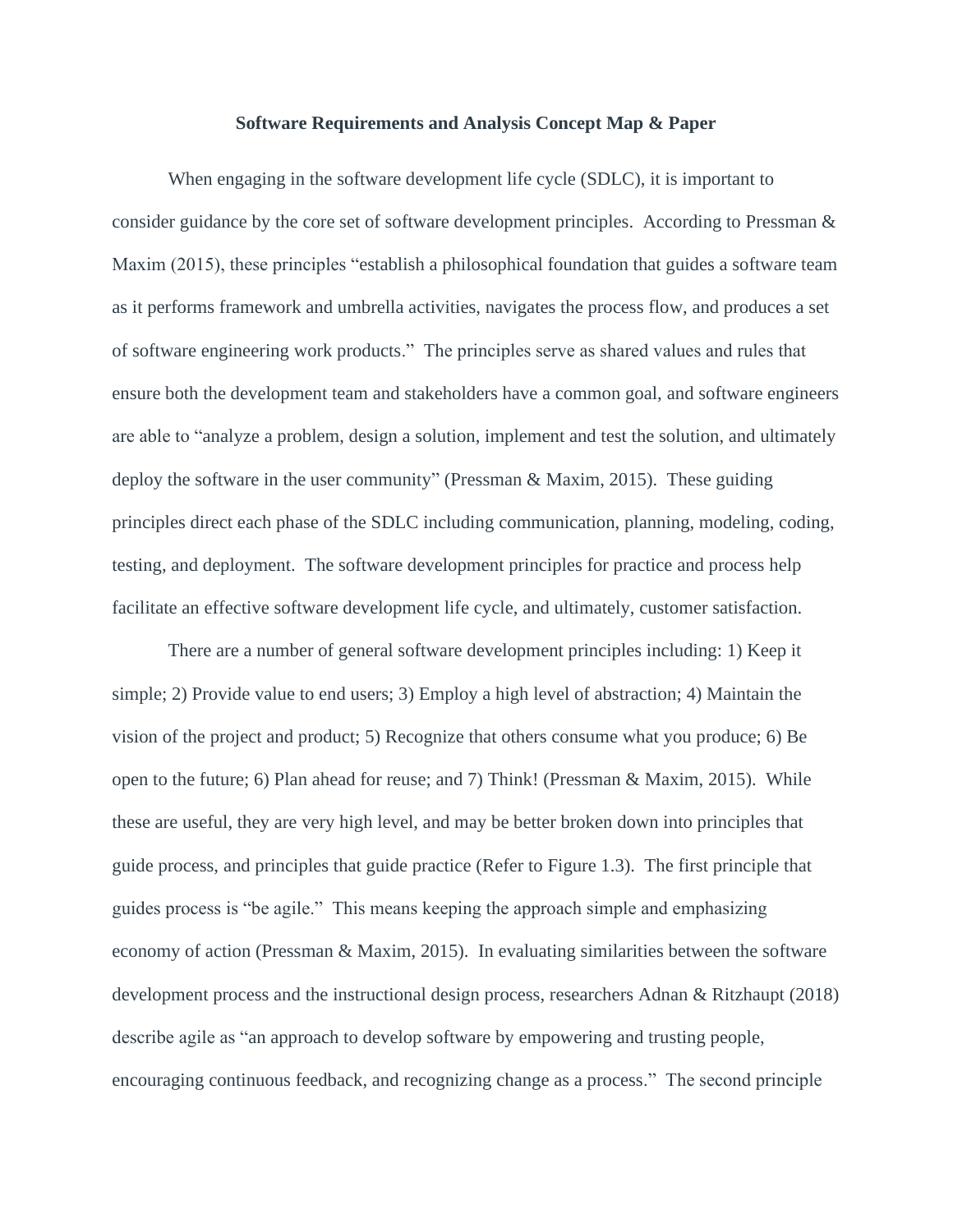**Software Requirements and Analysis Concept Map & Paper**

When engaging in the software development life cycle (SDLC), it is important to consider guidance by the core set of software development principles. According to Pressman & Maxim (2015), these principles "establish a philosophical foundation that guides a software team as it performs framework and umbrella activities, navigates the process flow, and produces a set of software engineering work products." The principles serve as shared values and rules that ensure both the development team and stakeholders have a common goal, and software engineers are able to "analyze a problem, design a solution, implement and test the solution, and ultimately deploy the software in the user community" (Pressman & Maxim, 2015). These guiding principles direct each phase of the SDLC including communication, planning, modeling, coding, testing, and deployment. The software development principles for practice and process help facilitate an effective software development life cycle, and ultimately, customer satisfaction.

There are a number of general software development principles including: 1) Keep it simple; 2) Provide value to end users; 3) Employ a high level of abstraction; 4) Maintain the vision of the project and product; 5) Recognize that others consume what you produce; 6) Be open to the future; 6) Plan ahead for reuse; and 7) Think! (Pressman & Maxim, 2015). While these are useful, they are very high level, and may be better broken down into principles that guide process, and principles that guide practice (Refer to Figure 1.3). The first principle that guides process is "be agile." This means keeping the approach simple and emphasizing economy of action (Pressman & Maxim, 2015). In evaluating similarities between the software development process and the instructional design process, researchers Adnan & Ritzhaupt (2018) describe agile as "an approach to develop software by empowering and trusting people, encouraging continuous feedback, and recognizing change as a process." The second principle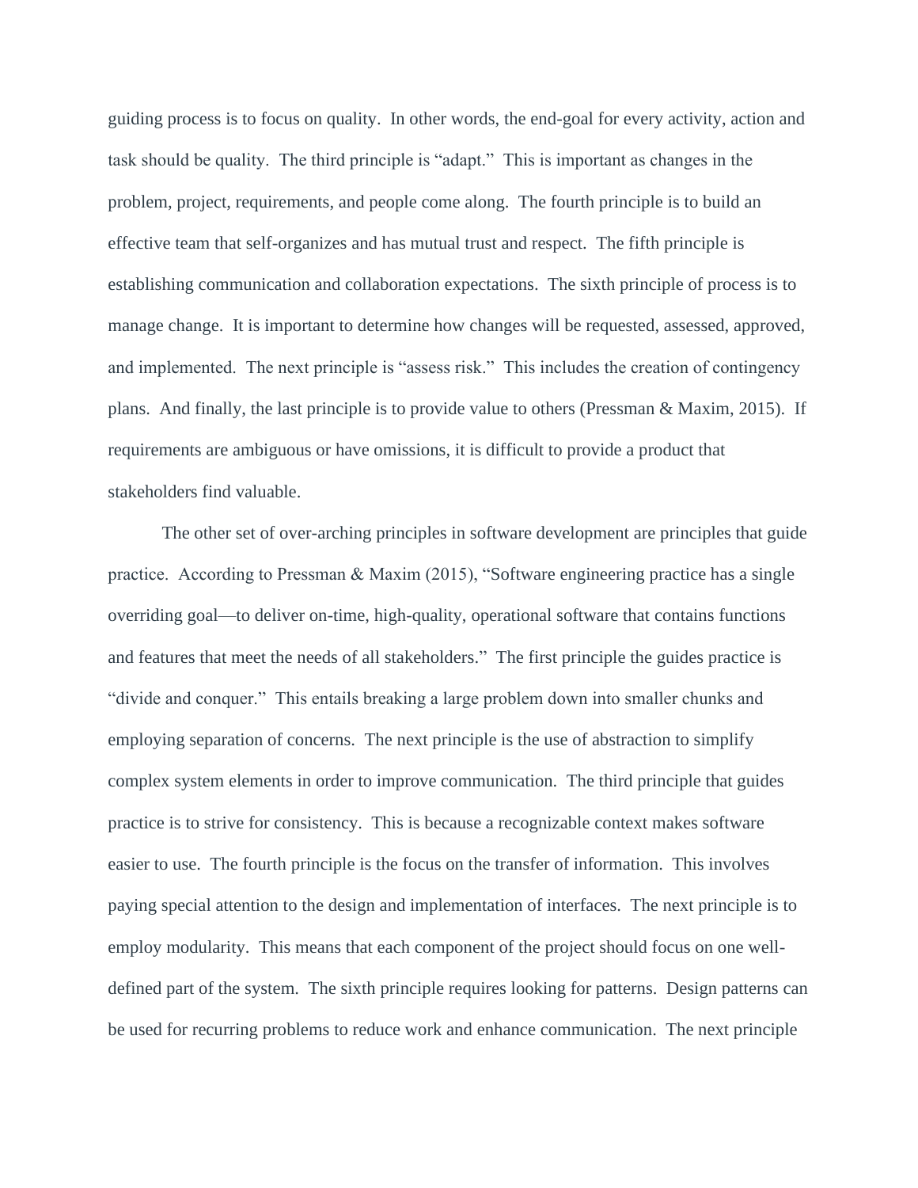guiding process is to focus on quality. In other words, the end-goal for every activity, action and task should be quality. The third principle is "adapt." This is important as changes in the problem, project, requirements, and people come along. The fourth principle is to build an effective team that self-organizes and has mutual trust and respect. The fifth principle is establishing communication and collaboration expectations. The sixth principle of process is to manage change. It is important to determine how changes will be requested, assessed, approved, and implemented. The next principle is "assess risk." This includes the creation of contingency plans. And finally, the last principle is to provide value to others (Pressman & Maxim, 2015). If requirements are ambiguous or have omissions, it is difficult to provide a product that stakeholders find valuable.

The other set of over-arching principles in software development are principles that guide practice. According to Pressman & Maxim (2015), "Software engineering practice has a single overriding goal—to deliver on-time, high-quality, operational software that contains functions and features that meet the needs of all stakeholders." The first principle the guides practice is "divide and conquer." This entails breaking a large problem down into smaller chunks and employing separation of concerns. The next principle is the use of abstraction to simplify complex system elements in order to improve communication. The third principle that guides practice is to strive for consistency. This is because a recognizable context makes software easier to use. The fourth principle is the focus on the transfer of information. This involves paying special attention to the design and implementation of interfaces. The next principle is to employ modularity. This means that each component of the project should focus on one well-defined part of the system. The sixth principle requires looking for patterns. Design patterns can be used for recurring problems to reduce work and enhance communication. The next principle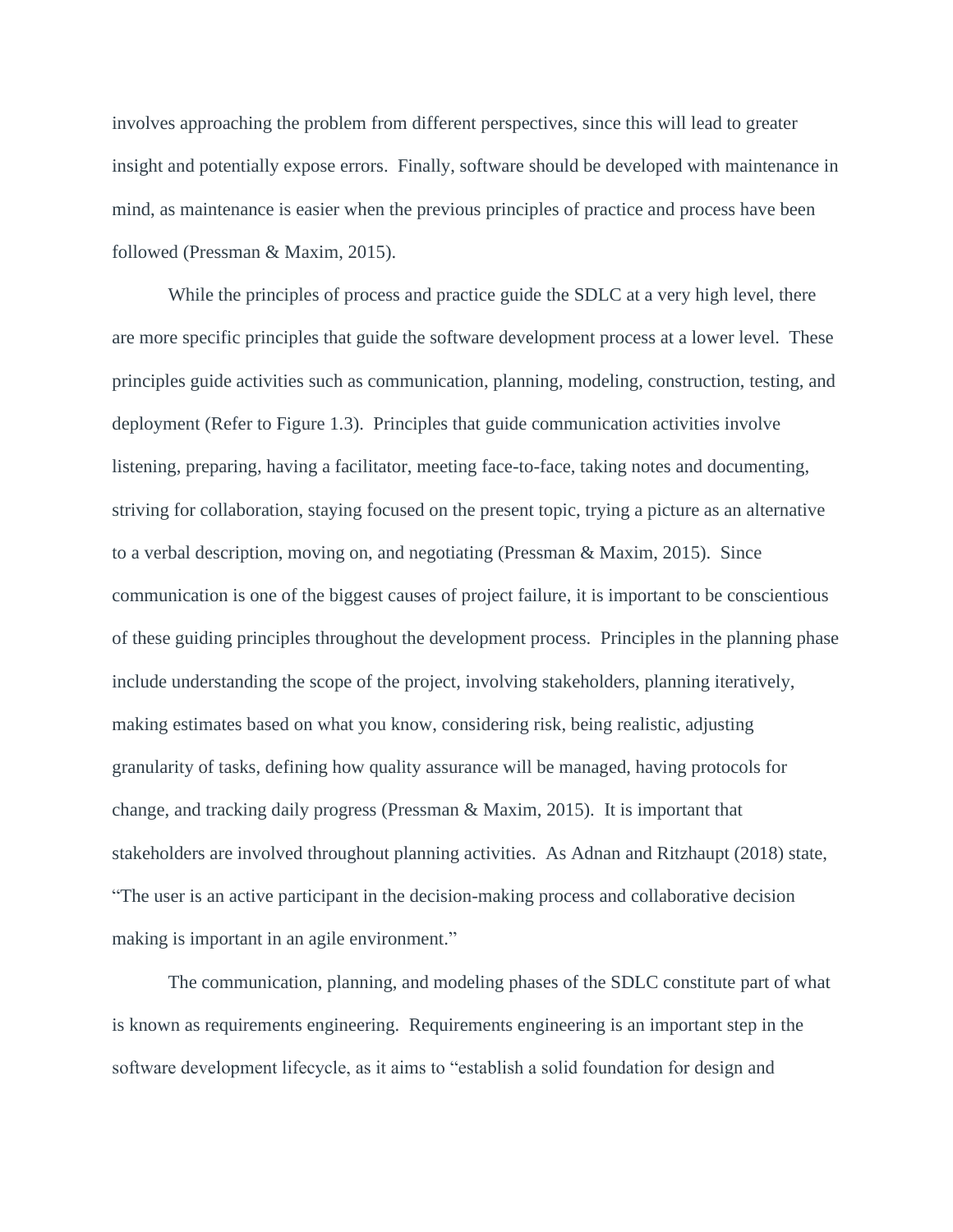involves approaching the problem from different perspectives, since this will lead to greater insight and potentially expose errors. Finally, software should be developed with maintenance in mind, as maintenance is easier when the previous principles of practice and process have been followed (Pressman & Maxim, 2015).

While the principles of process and practice guide the SDLC at a very high level, there are more specific principles that guide the software development process at a lower level. These principles guide activities such as communication, planning, modeling, construction, testing, and deployment (Refer to Figure 1.3). Principles that guide communication activities involve listening, preparing, having a facilitator, meeting face-to-face, taking notes and documenting, striving for collaboration, staying focused on the present topic, trying a picture as an alternative to a verbal description, moving on, and negotiating (Pressman & Maxim, 2015). Since communication is one of the biggest causes of project failure, it is important to be conscientious of these guiding principles throughout the development process. Principles in the planning phase include understanding the scope of the project, involving stakeholders, planning iteratively, making estimates based on what you know, considering risk, being realistic, adjusting granularity of tasks, defining how quality assurance will be managed, having protocols for change, and tracking daily progress (Pressman & Maxim, 2015). It is important that stakeholders are involved throughout planning activities. As Adnan and Ritzhaupt (2018) state, “The user is an active participant in the decision-making process and collaborative decision making is important in an agile environment.”

The communication, planning, and modeling phases of the SDLC constitute part of what is known as requirements engineering. Requirements engineering is an important step in the software development lifecycle, as it aims to “establish a solid foundation for design and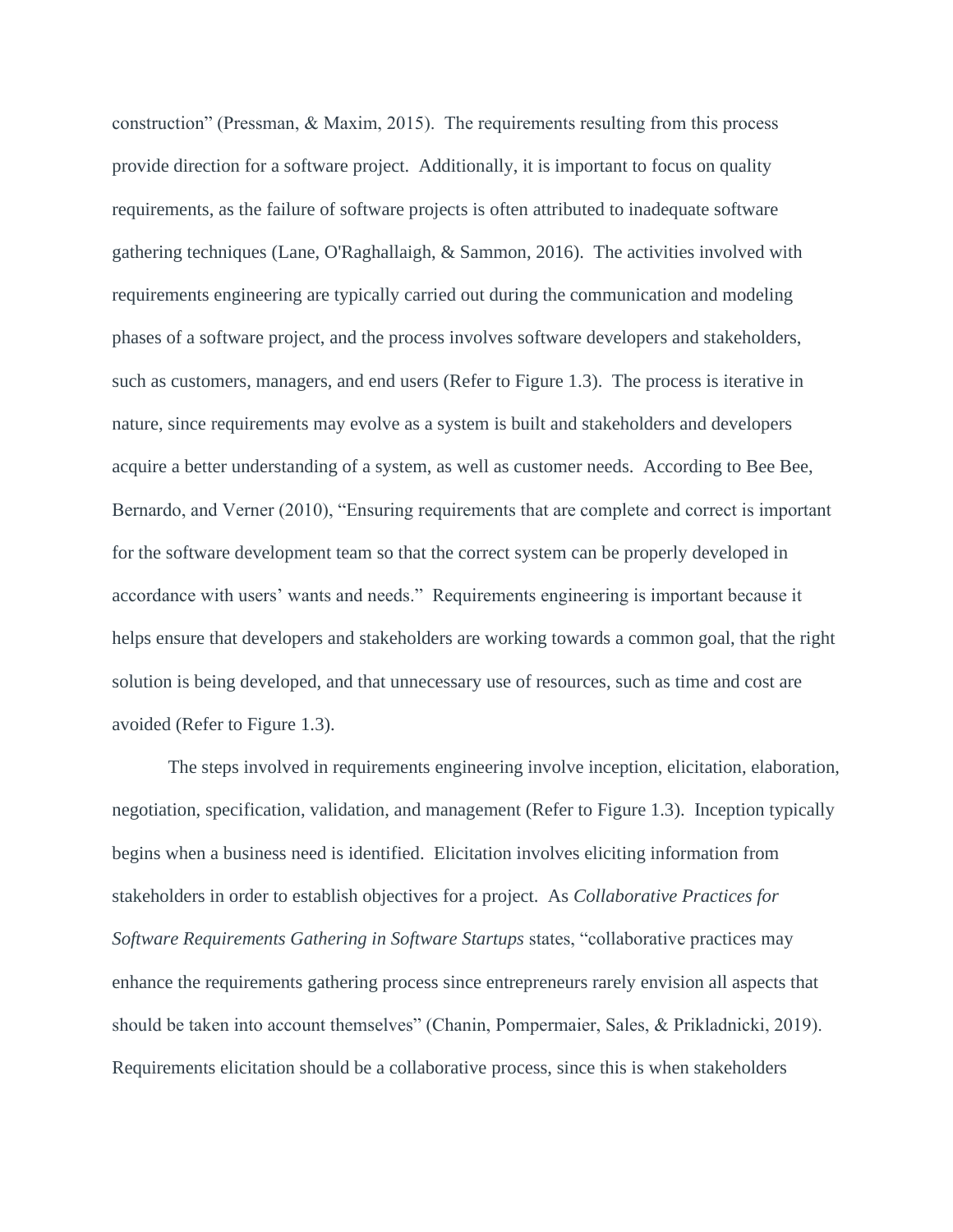construction" (Pressman, & Maxim, 2015). The requirements resulting from this process provide direction for a software project. Additionally, it is important to focus on quality requirements, as the failure of software projects is often attributed to inadequate software gathering techniques (Lane, O'Raghallaigh, & Sammon, 2016). The activities involved with requirements engineering are typically carried out during the communication and modeling phases of a software project, and the process involves software developers and stakeholders, such as customers, managers, and end users (Refer to Figure 1.3). The process is iterative in nature, since requirements may evolve as a system is built and stakeholders and developers acquire a better understanding of a system, as well as customer needs. According to Bee Bee, Bernardo, and Verner (2010), "Ensuring requirements that are complete and correct is important for the software development team so that the correct system can be properly developed in accordance with users' wants and needs." Requirements engineering is important because it helps ensure that developers and stakeholders are working towards a common goal, that the right solution is being developed, and that unnecessary use of resources, such as time and cost are avoided (Refer to Figure 1.3).

The steps involved in requirements engineering involve inception, elicitation, elaboration, negotiation, specification, validation, and management (Refer to Figure 1.3). Inception typically begins when a business need is identified. Elicitation involves eliciting information from stakeholders in order to establish objectives for a project. As *Collaborative Practices for Software Requirements Gathering in Software Startups* states, "collaborative practices may enhance the requirements gathering process since entrepreneurs rarely envision all aspects that should be taken into account themselves" (Chanin, Pompermaier, Sales, & Prikladnicki, 2019). Requirements elicitation should be a collaborative process, since this is when stakeholders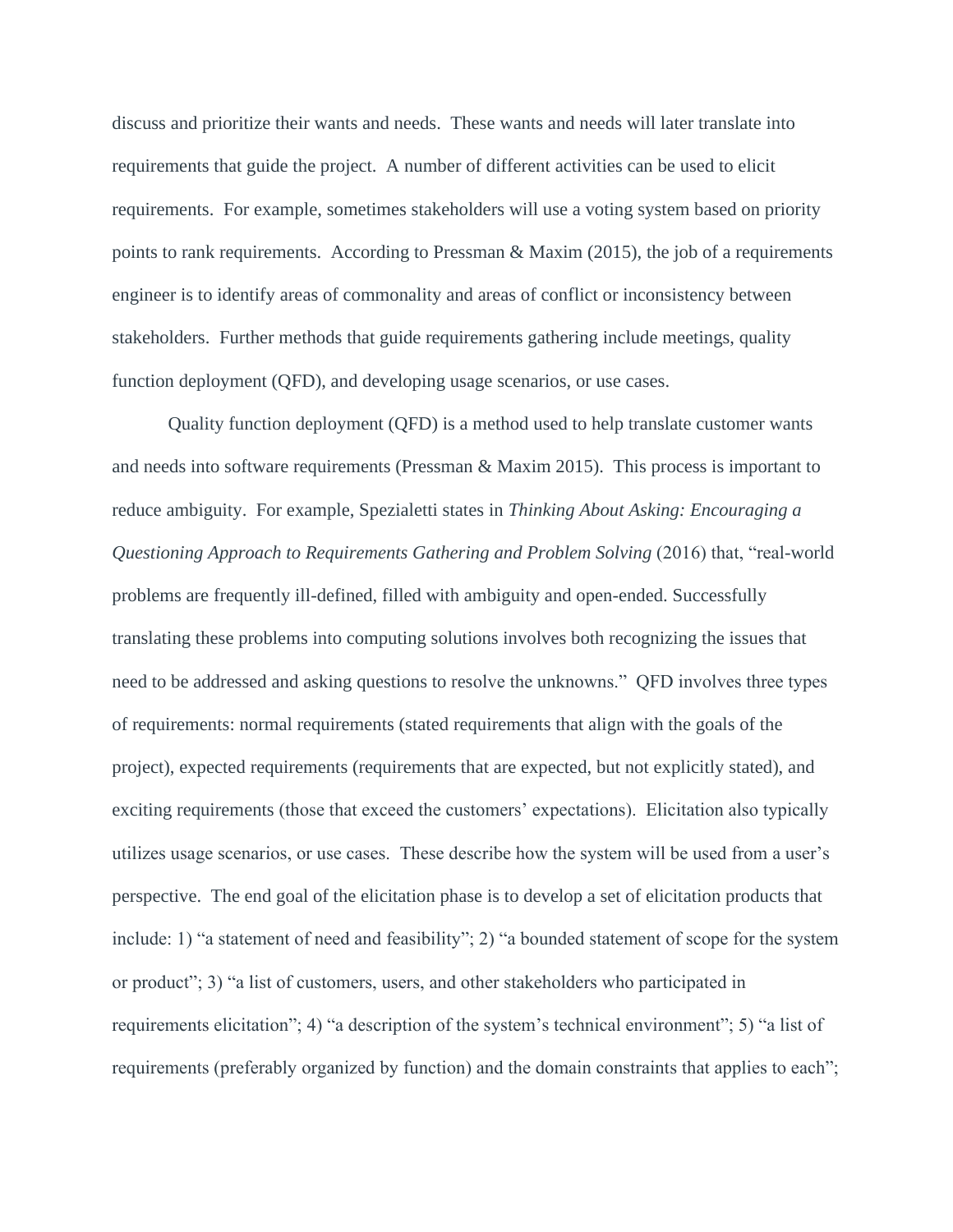discuss and prioritize their wants and needs. These wants and needs will later translate into requirements that guide the project. A number of different activities can be used to elicit requirements. For example, sometimes stakeholders will use a voting system based on priority points to rank requirements. According to Pressman & Maxim (2015), the job of a requirements engineer is to identify areas of commonality and areas of conflict or inconsistency between stakeholders. Further methods that guide requirements gathering include meetings, quality function deployment (QFD), and developing usage scenarios, or use cases.

Quality function deployment (QFD) is a method used to help translate customer wants and needs into software requirements (Pressman & Maxim 2015). This process is important to reduce ambiguity. For example, Spezialetti states in *Thinking About Asking: Encouraging a Questioning Approach to Requirements Gathering and Problem Solving* (2016) that, "real-world problems are frequently ill-defined, filled with ambiguity and open-ended. Successfully translating these problems into computing solutions involves both recognizing the issues that need to be addressed and asking questions to resolve the unknowns." QFD involves three types of requirements: normal requirements (stated requirements that align with the goals of the project), expected requirements (requirements that are expected, but not explicitly stated), and exciting requirements (those that exceed the customers' expectations). Elicitation also typically utilizes usage scenarios, or use cases. These describe how the system will be used from a user's perspective. The end goal of the elicitation phase is to develop a set of elicitation products that include: 1) "a statement of need and feasibility"; 2) "a bounded statement of scope for the system or product"; 3) "a list of customers, users, and other stakeholders who participated in requirements elicitation"; 4) "a description of the system's technical environment"; 5) "a list of requirements (preferably organized by function) and the domain constraints that applies to each";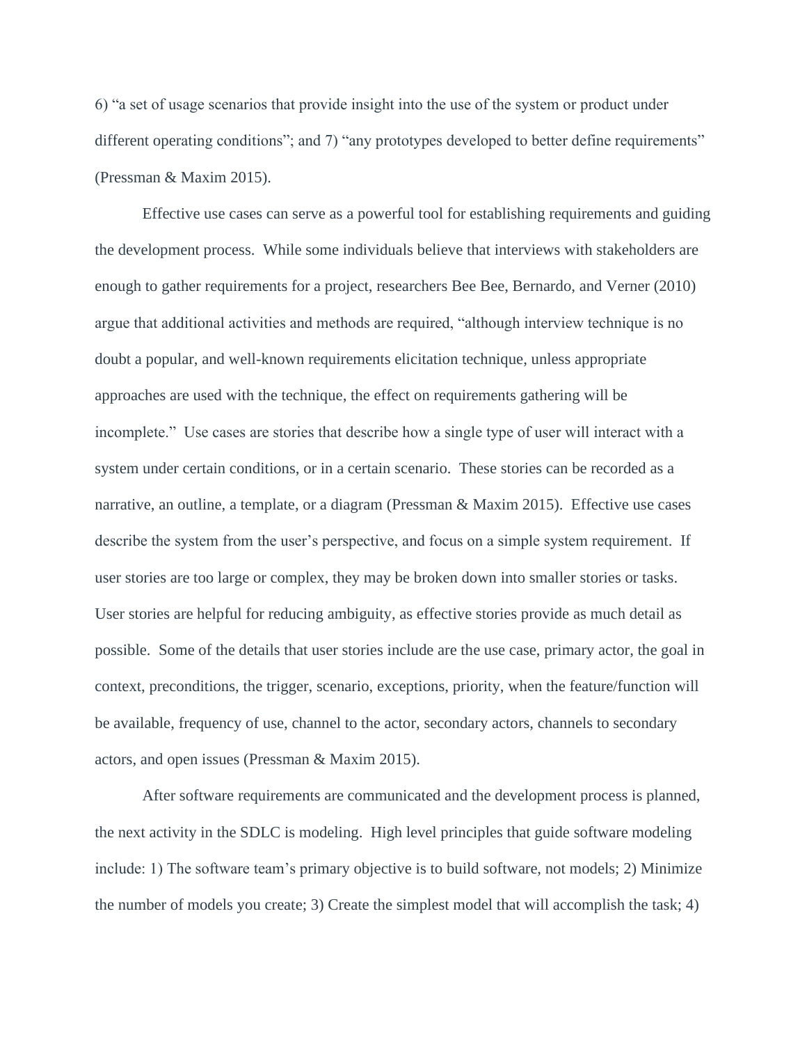6) “a set of usage scenarios that provide insight into the use of the system or product under different operating conditions”; and 7) “any prototypes developed to better define requirements” (Pressman & Maxim 2015).

Effective use cases can serve as a powerful tool for establishing requirements and guiding the development process. While some individuals believe that interviews with stakeholders are enough to gather requirements for a project, researchers Bee Bee, Bernardo, and Verner (2010) argue that additional activities and methods are required, “although interview technique is no doubt a popular, and well-known requirements elicitation technique, unless appropriate approaches are used with the technique, the effect on requirements gathering will be incomplete.” Use cases are stories that describe how a single type of user will interact with a system under certain conditions, or in a certain scenario. These stories can be recorded as a narrative, an outline, a template, or a diagram (Pressman & Maxim 2015). Effective use cases describe the system from the user’s perspective, and focus on a simple system requirement. If user stories are too large or complex, they may be broken down into smaller stories or tasks. User stories are helpful for reducing ambiguity, as effective stories provide as much detail as possible. Some of the details that user stories include are the use case, primary actor, the goal in context, preconditions, the trigger, scenario, exceptions, priority, when the feature/function will be available, frequency of use, channel to the actor, secondary actors, channels to secondary actors, and open issues (Pressman & Maxim 2015).

After software requirements are communicated and the development process is planned, the next activity in the SDLC is modeling. High level principles that guide software modeling include: 1) The software team’s primary objective is to build software, not models; 2) Minimize the number of models you create; 3) Create the simplest model that will accomplish the task; 4)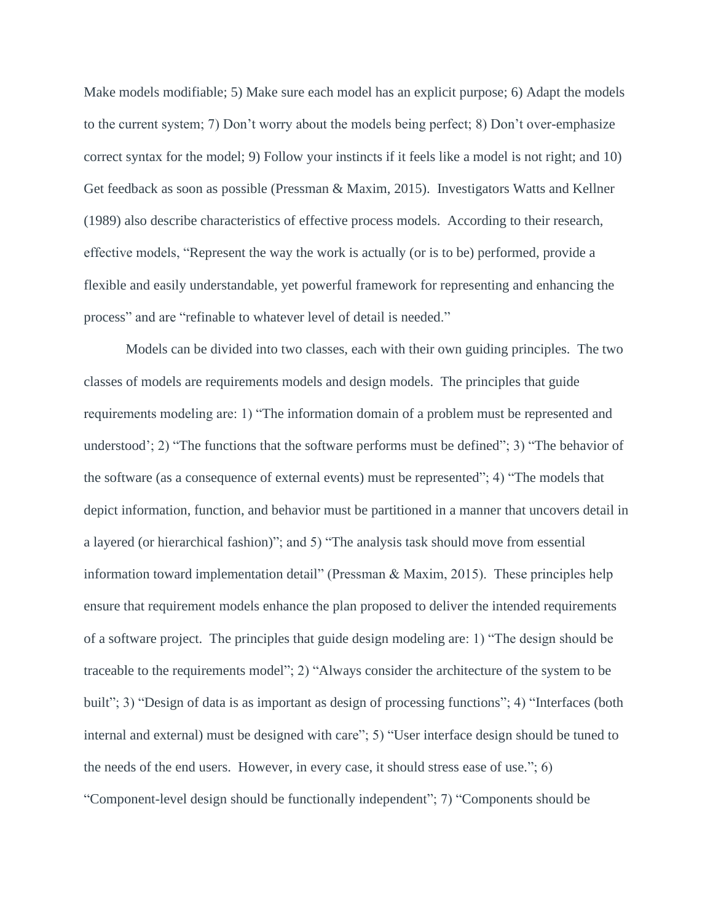Make models modifiable; 5) Make sure each model has an explicit purpose; 6) Adapt the models to the current system; 7) Don't worry about the models being perfect; 8) Don't over-emphasize correct syntax for the model; 9) Follow your instincts if it feels like a model is not right; and 10) Get feedback as soon as possible (Pressman & Maxim, 2015). Investigators Watts and Kellner (1989) also describe characteristics of effective process models. According to their research, effective models, "Represent the way the work is actually (or is to be) performed, provide a flexible and easily understandable, yet powerful framework for representing and enhancing the process" and are "refinable to whatever level of detail is needed."

Models can be divided into two classes, each with their own guiding principles. The two classes of models are requirements models and design models. The principles that guide requirements modeling are: 1) "The information domain of a problem must be represented and understood'; 2) "The functions that the software performs must be defined"; 3) "The behavior of the software (as a consequence of external events) must be represented"; 4) "The models that depict information, function, and behavior must be partitioned in a manner that uncovers detail in a layered (or hierarchical fashion)"; and 5) "The analysis task should move from essential information toward implementation detail" (Pressman & Maxim, 2015). These principles help ensure that requirement models enhance the plan proposed to deliver the intended requirements of a software project. The principles that guide design modeling are: 1) "The design should be traceable to the requirements model"; 2) "Always consider the architecture of the system to be built"; 3) "Design of data is as important as design of processing functions"; 4) "Interfaces (both internal and external) must be designed with care"; 5) "User interface design should be tuned to the needs of the end users. However, in every case, it should stress ease of use."; 6) "Component-level design should be functionally independent"; 7) "Components should be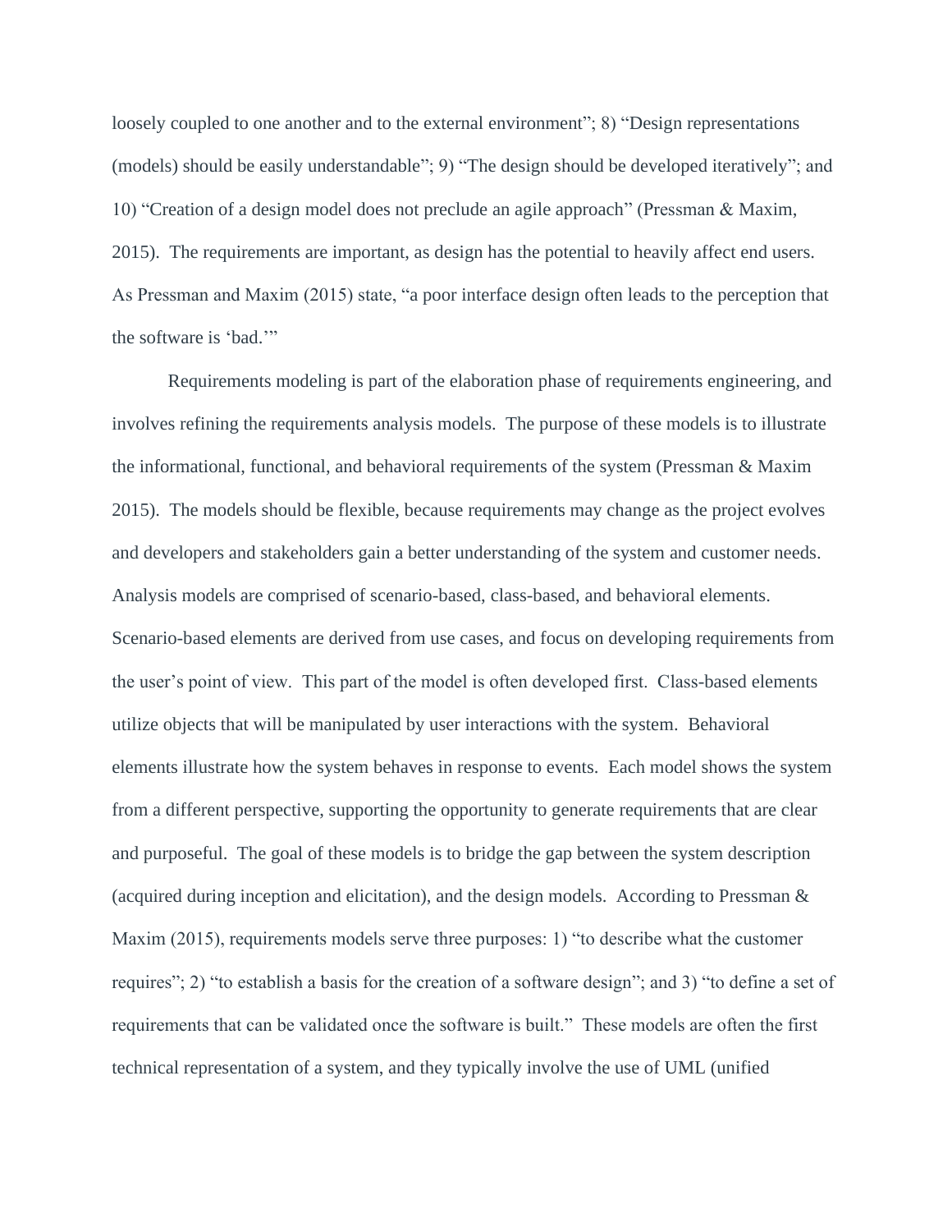loosely coupled to one another and to the external environment"; 8) "Design representations (models) should be easily understandable"; 9) "The design should be developed iteratively"; and 10) "Creation of a design model does not preclude an agile approach" (Pressman & Maxim, 2015). The requirements are important, as design has the potential to heavily affect end users. As Pressman and Maxim (2015) state, "a poor interface design often leads to the perception that the software is 'bad.'"

Requirements modeling is part of the elaboration phase of requirements engineering, and involves refining the requirements analysis models. The purpose of these models is to illustrate the informational, functional, and behavioral requirements of the system (Pressman & Maxim 2015). The models should be flexible, because requirements may change as the project evolves and developers and stakeholders gain a better understanding of the system and customer needs. Analysis models are comprised of scenario-based, class-based, and behavioral elements. Scenario-based elements are derived from use cases, and focus on developing requirements from the user's point of view. This part of the model is often developed first. Class-based elements utilize objects that will be manipulated by user interactions with the system. Behavioral elements illustrate how the system behaves in response to events. Each model shows the system from a different perspective, supporting the opportunity to generate requirements that are clear and purposeful. The goal of these models is to bridge the gap between the system description (acquired during inception and elicitation), and the design models. According to Pressman & Maxim (2015), requirements models serve three purposes: 1) "to describe what the customer requires"; 2) "to establish a basis for the creation of a software design"; and 3) "to define a set of requirements that can be validated once the software is built." These models are often the first technical representation of a system, and they typically involve the use of UML (unified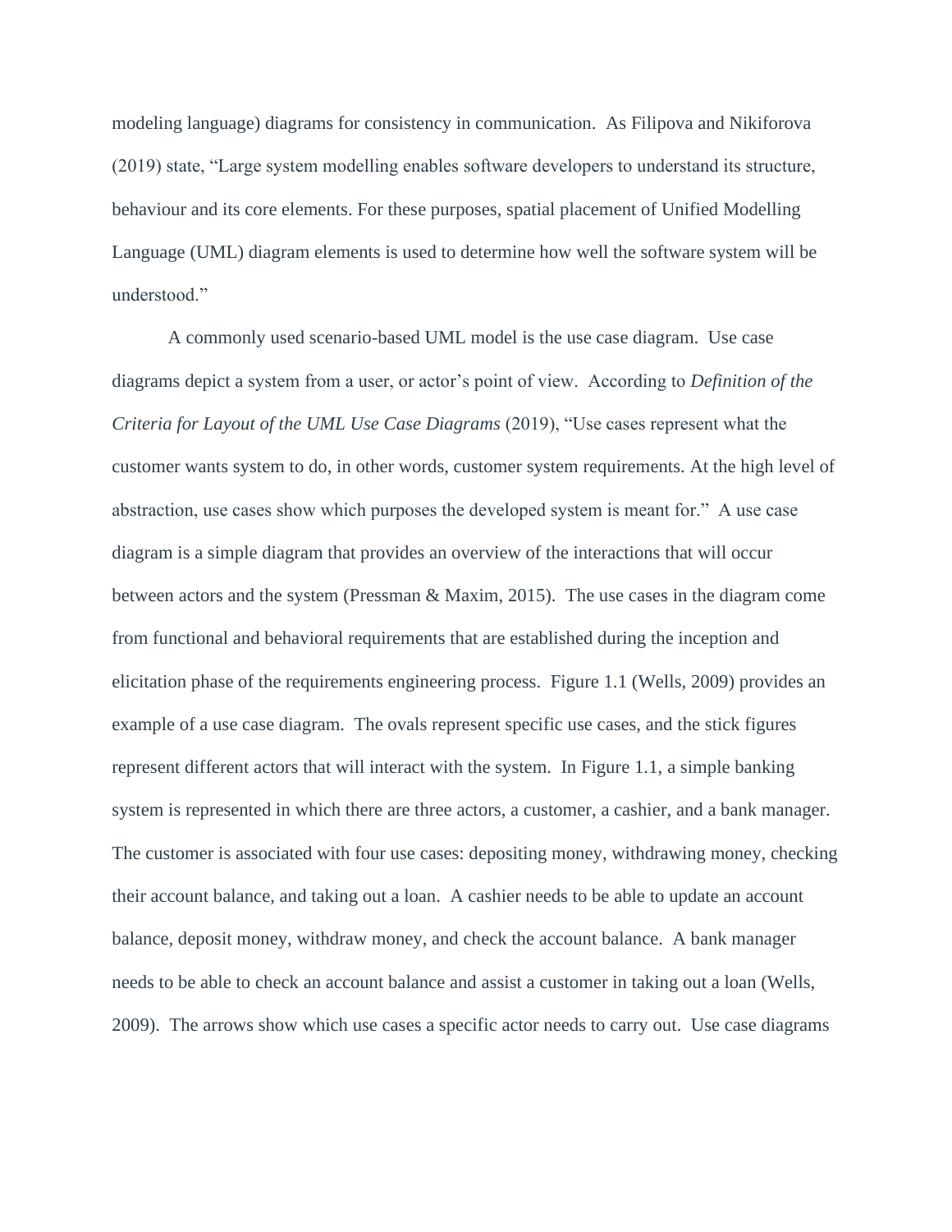modeling language) diagrams for consistency in communication.  As Filipova and Nikiforova (2019) state, "Large system modelling enables software developers to understand its structure, behaviour and its core elements. For these purposes, spatial placement of Unified Modelling Language (UML) diagram elements is used to determine how well the software system will be understood."

A commonly used scenario-based UML model is the use case diagram.  Use case diagrams depict a system from a user, or actor's point of view.  According to *Definition of the Criteria for Layout of the UML Use Case Diagrams* (2019), "Use cases represent what the customer wants system to do, in other words, customer system requirements. At the high level of abstraction, use cases show which purposes the developed system is meant for."  A use case diagram is a simple diagram that provides an overview of the interactions that will occur between actors and the system (Pressman & Maxim, 2015).  The use cases in the diagram come from functional and behavioral requirements that are established during the inception and elicitation phase of the requirements engineering process.  Figure 1.1 (Wells, 2009) provides an example of a use case diagram.  The ovals represent specific use cases, and the stick figures represent different actors that will interact with the system.  In Figure 1.1, a simple banking system is represented in which there are three actors, a customer, a cashier, and a bank manager.  The customer is associated with four use cases: depositing money, withdrawing money, checking their account balance, and taking out a loan.  A cashier needs to be able to update an account balance, deposit money, withdraw money, and check the account balance.  A bank manager needs to be able to check an account balance and assist a customer in taking out a loan (Wells, 2009).  The arrows show which use cases a specific actor needs to carry out.  Use case diagrams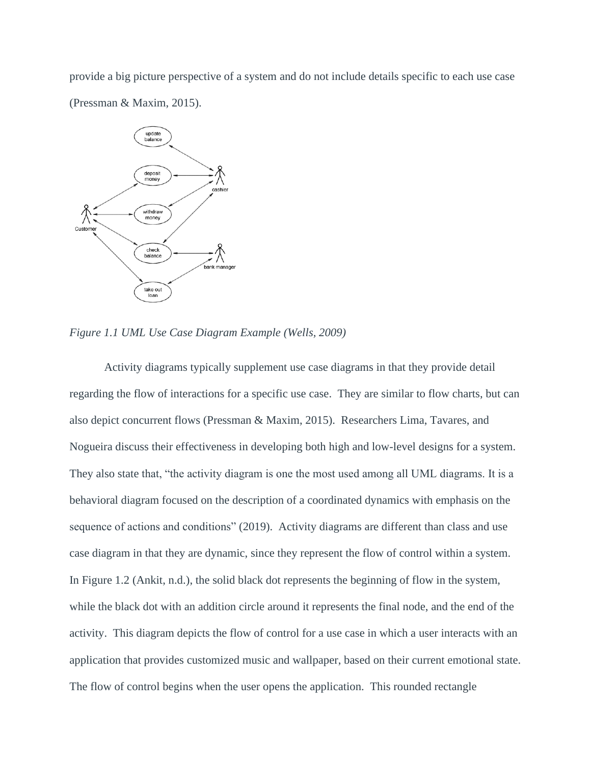provide a big picture perspective of a system and do not include details specific to each use case (Pressman & Maxim, 2015).

*Figure 1.1 UML Use Case Diagram Example (Wells, 2009)*

Activity diagrams typically supplement use case diagrams in that they provide detail regarding the flow of interactions for a specific use case. They are similar to flow charts, but can also depict concurrent flows (Pressman & Maxim, 2015). Researchers Lima, Tavares, and Nogueira discuss their effectiveness in developing both high and low-level designs for a system. They also state that, "the activity diagram is one the most used among all UML diagrams. It is a behavioral diagram focused on the description of a coordinated dynamics with emphasis on the sequence of actions and conditions" (2019). Activity diagrams are different than class and use case diagram in that they are dynamic, since they represent the flow of control within a system. In Figure 1.2 (Ankit, n.d.), the solid black dot represents the beginning of flow in the system, while the black dot with an addition circle around it represents the final node, and the end of the activity. This diagram depicts the flow of control for a use case in which a user interacts with an application that provides customized music and wallpaper, based on their current emotional state. The flow of control begins when the user opens the application. This rounded rectangle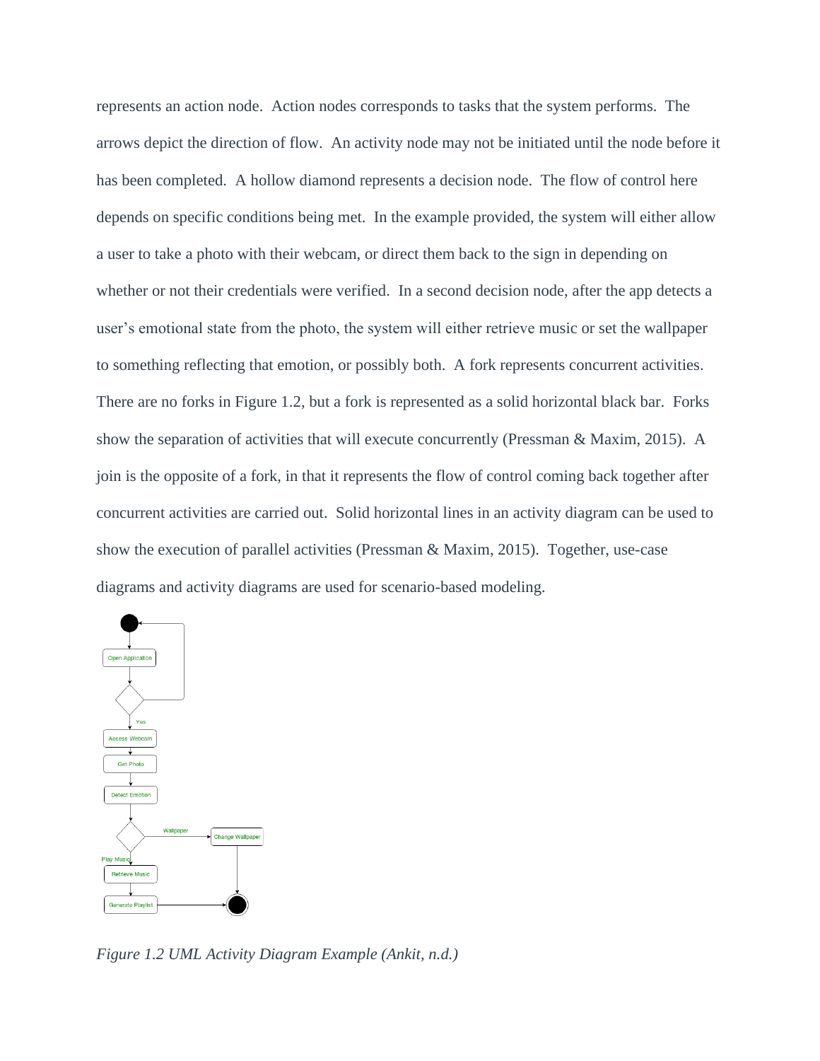represents an action node. Action nodes corresponds to tasks that the system performs. The arrows depict the direction of flow. An activity node may not be initiated until the node before it has been completed. A hollow diamond represents a decision node. The flow of control here depends on specific conditions being met. In the example provided, the system will either allow a user to take a photo with their webcam, or direct them back to the sign in depending on whether or not their credentials were verified. In a second decision node, after the app detects a user's emotional state from the photo, the system will either retrieve music or set the wallpaper to something reflecting that emotion, or possibly both. A fork represents concurrent activities. There are no forks in Figure 1.2, but a fork is represented as a solid horizontal black bar. Forks show the separation of activities that will execute concurrently (Pressman & Maxim, 2015). A join is the opposite of a fork, in that it represents the flow of control coming back together after concurrent activities are carried out. Solid horizontal lines in an activity diagram can be used to show the execution of parallel activities (Pressman & Maxim, 2015). Together, use-case diagrams and activity diagrams are used for scenario-based modeling.

*Figure 1.2 UML Activity Diagram Example (Ankit, n.d.)*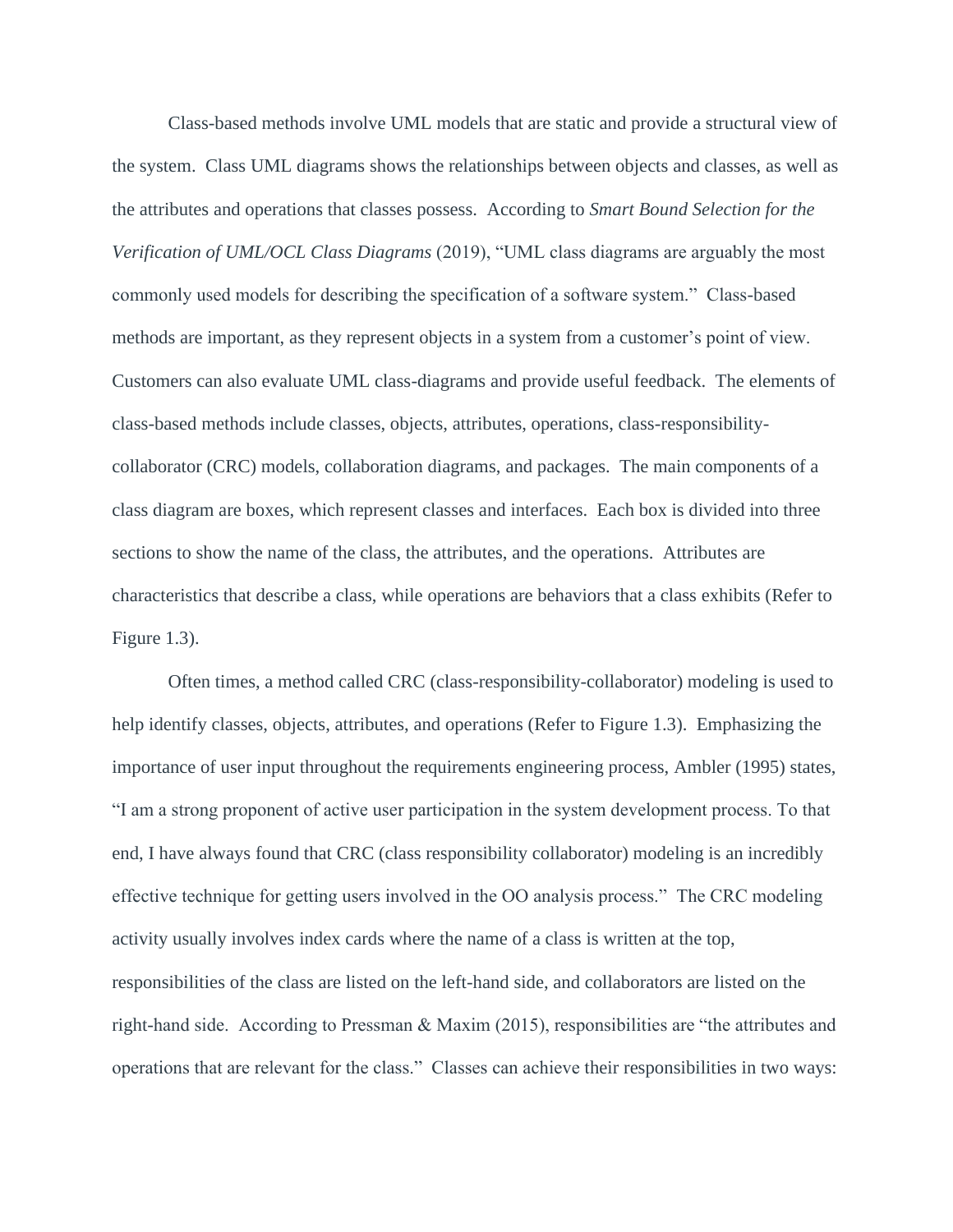Class-based methods involve UML models that are static and provide a structural view of the system. Class UML diagrams shows the relationships between objects and classes, as well as the attributes and operations that classes possess. According to *Smart Bound Selection for the Verification of UML/OCL Class Diagrams* (2019), "UML class diagrams are arguably the most commonly used models for describing the specification of a software system." Class-based methods are important, as they represent objects in a system from a customer's point of view. Customers can also evaluate UML class-diagrams and provide useful feedback. The elements of class-based methods include classes, objects, attributes, operations, class-responsibility-collaborator (CRC) models, collaboration diagrams, and packages. The main components of a class diagram are boxes, which represent classes and interfaces. Each box is divided into three sections to show the name of the class, the attributes, and the operations. Attributes are characteristics that describe a class, while operations are behaviors that a class exhibits (Refer to Figure 1.3).

Often times, a method called CRC (class-responsibility-collaborator) modeling is used to help identify classes, objects, attributes, and operations (Refer to Figure 1.3). Emphasizing the importance of user input throughout the requirements engineering process, Ambler (1995) states, "I am a strong proponent of active user participation in the system development process. To that end, I have always found that CRC (class responsibility collaborator) modeling is an incredibly effective technique for getting users involved in the OO analysis process." The CRC modeling activity usually involves index cards where the name of a class is written at the top, responsibilities of the class are listed on the left-hand side, and collaborators are listed on the right-hand side. According to Pressman & Maxim (2015), responsibilities are "the attributes and operations that are relevant for the class." Classes can achieve their responsibilities in two ways: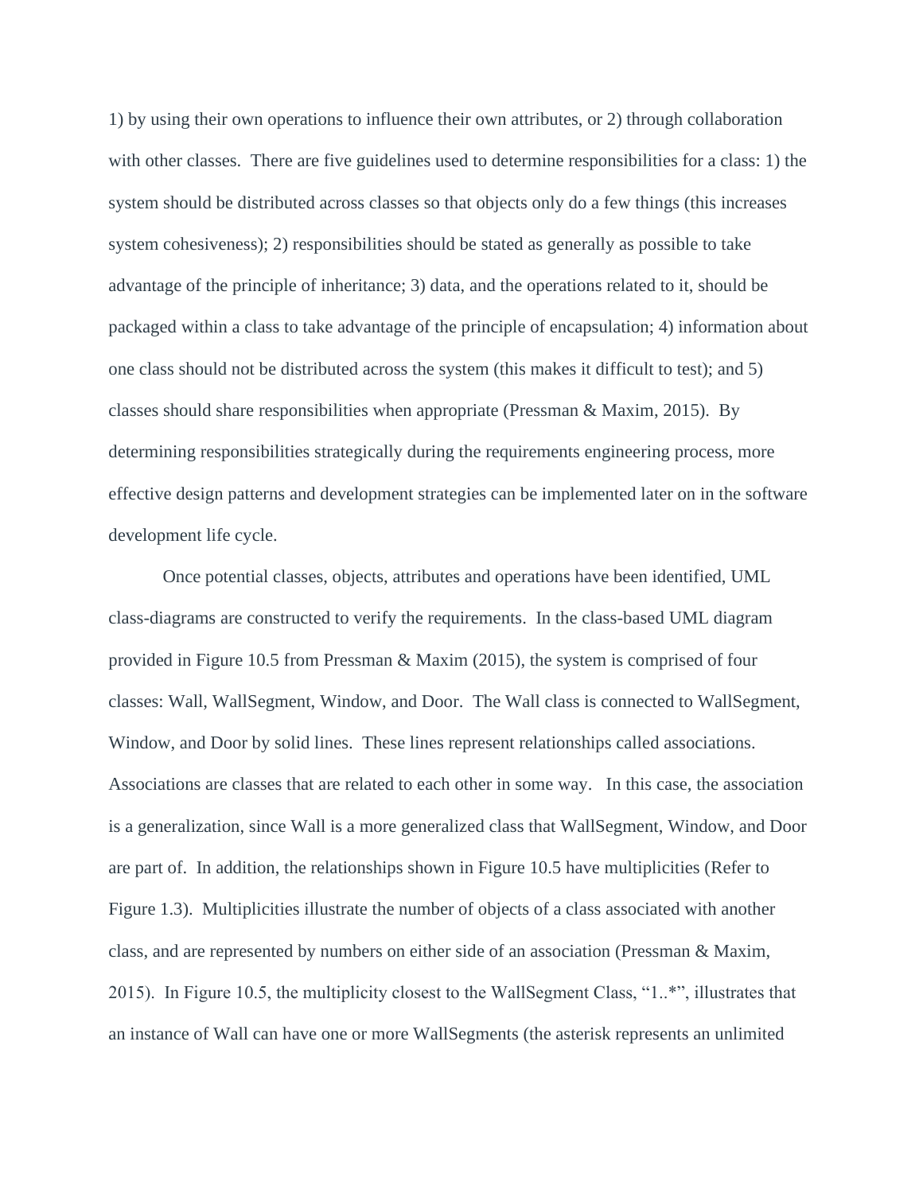1) by using their own operations to influence their own attributes, or 2) through collaboration with other classes. There are five guidelines used to determine responsibilities for a class: 1) the system should be distributed across classes so that objects only do a few things (this increases system cohesiveness); 2) responsibilities should be stated as generally as possible to take advantage of the principle of inheritance; 3) data, and the operations related to it, should be packaged within a class to take advantage of the principle of encapsulation; 4) information about one class should not be distributed across the system (this makes it difficult to test); and 5) classes should share responsibilities when appropriate (Pressman & Maxim, 2015). By determining responsibilities strategically during the requirements engineering process, more effective design patterns and development strategies can be implemented later on in the software development life cycle.

Once potential classes, objects, attributes and operations have been identified, UML class-diagrams are constructed to verify the requirements. In the class-based UML diagram provided in Figure 10.5 from Pressman & Maxim (2015), the system is comprised of four classes: Wall, WallSegment, Window, and Door. The Wall class is connected to WallSegment, Window, and Door by solid lines. These lines represent relationships called associations. Associations are classes that are related to each other in some way. In this case, the association is a generalization, since Wall is a more generalized class that WallSegment, Window, and Door are part of. In addition, the relationships shown in Figure 10.5 have multiplicities (Refer to Figure 1.3). Multiplicities illustrate the number of objects of a class associated with another class, and are represented by numbers on either side of an association (Pressman & Maxim, 2015). In Figure 10.5, the multiplicity closest to the WallSegment Class, “1..*”, illustrates that an instance of Wall can have one or more WallSegments (the asterisk represents an unlimited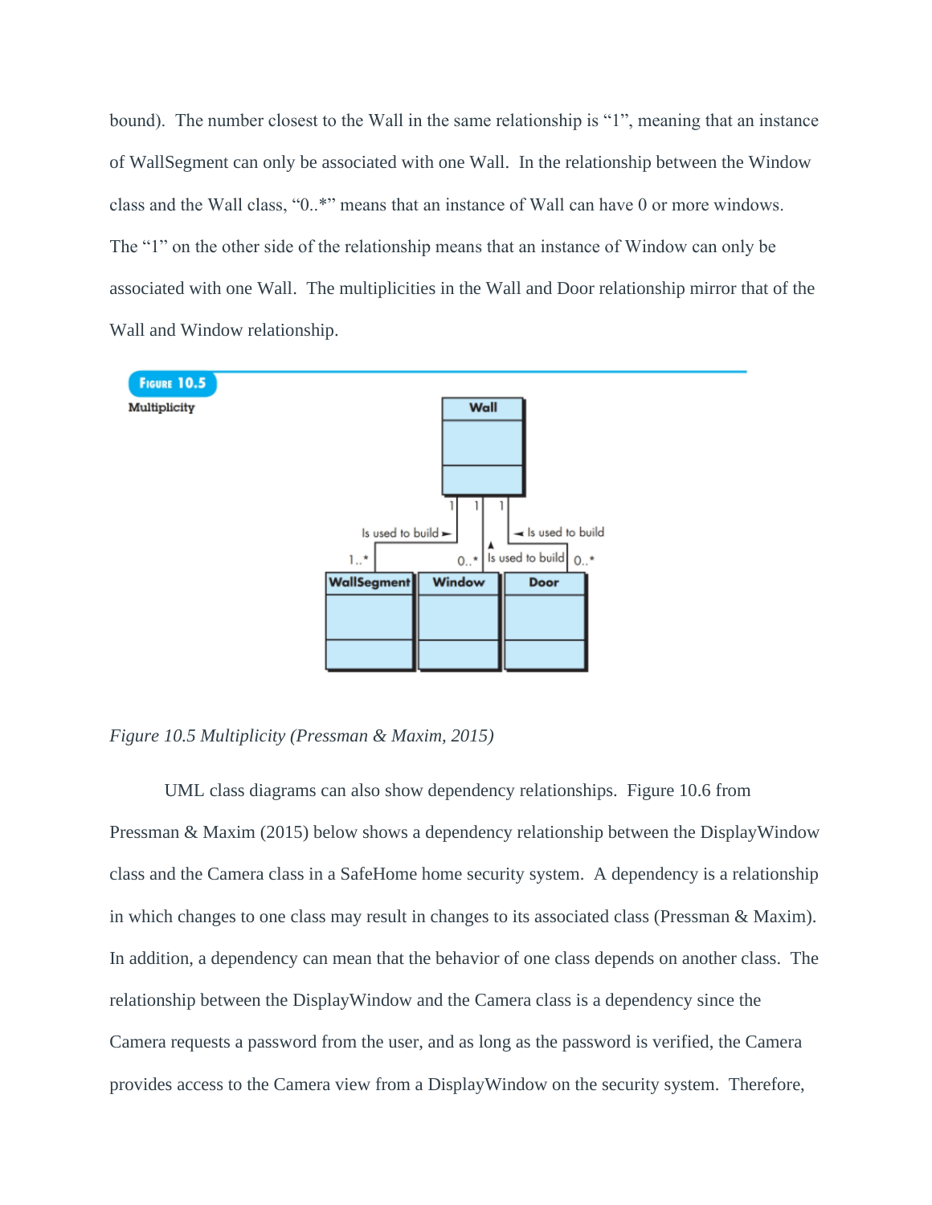bound). The number closest to the Wall in the same relationship is "1", meaning that an instance of WallSegment can only be associated with one Wall. In the relationship between the Window class and the Wall class, "0..*" means that an instance of Wall can have 0 or more windows. The "1" on the other side of the relationship means that an instance of Window can only be associated with one Wall. The multiplicities in the Wall and Door relationship mirror that of the Wall and Window relationship.

*Figure 10.5 Multiplicity (Pressman & Maxim, 2015)*

UML class diagrams can also show dependency relationships. Figure 10.6 from Pressman & Maxim (2015) below shows a dependency relationship between the DisplayWindow class and the Camera class in a SafeHome home security system. A dependency is a relationship in which changes to one class may result in changes to its associated class (Pressman & Maxim). In addition, a dependency can mean that the behavior of one class depends on another class. The relationship between the DisplayWindow and the Camera class is a dependency since the Camera requests a password from the user, and as long as the password is verified, the Camera provides access to the Camera view from a DisplayWindow on the security system. Therefore,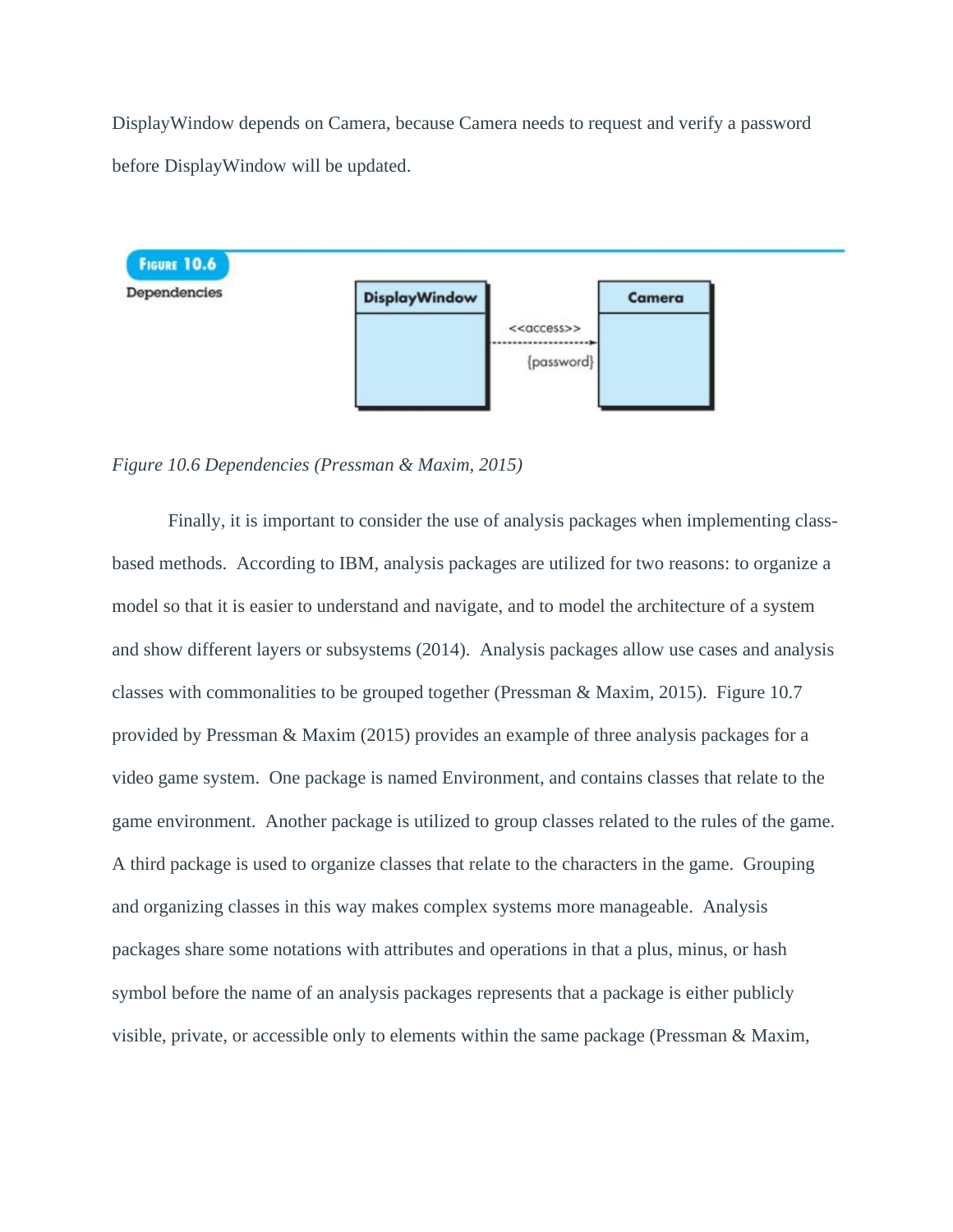DisplayWindow depends on Camera, because Camera needs to request and verify a password before DisplayWindow will be updated.

*Figure 10.6 Dependencies (Pressman & Maxim, 2015)*

Finally, it is important to consider the use of analysis packages when implementing class-based methods. According to IBM, analysis packages are utilized for two reasons: to organize a model so that it is easier to understand and navigate, and to model the architecture of a system and show different layers or subsystems (2014). Analysis packages allow use cases and analysis classes with commonalities to be grouped together (Pressman & Maxim, 2015). Figure 10.7 provided by Pressman & Maxim (2015) provides an example of three analysis packages for a video game system. One package is named Environment, and contains classes that relate to the game environment. Another package is utilized to group classes related to the rules of the game. A third package is used to organize classes that relate to the characters in the game. Grouping and organizing classes in this way makes complex systems more manageable. Analysis packages share some notations with attributes and operations in that a plus, minus, or hash symbol before the name of an analysis packages represents that a package is either publicly visible, private, or accessible only to elements within the same package (Pressman & Maxim,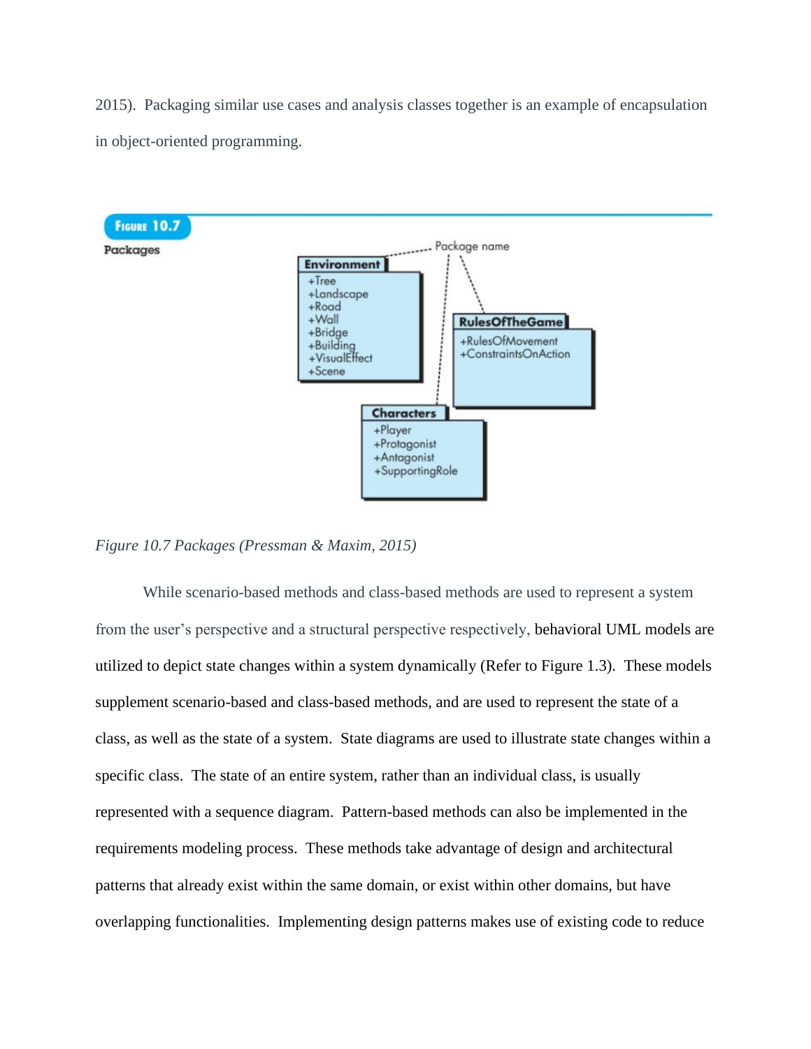2015). Packaging similar use cases and analysis classes together is an example of encapsulation in object-oriented programming.

FIGURE 10.7

Packages

Package name

**Environment**
+Tree
+Landscape
+Road
+Wall
+Bridge
+Building
+VisualEffect
+Scene

**RulesOfTheGame**
+RulesOfMovement
+ConstraintsOnAction

**Characters**
+Player
+Protagonist
+Antagonist
+SupportingRole

*Figure 10.7 Packages (Pressman & Maxim, 2015)*

While scenario-based methods and class-based methods are used to represent a system from the user's perspective and a structural perspective respectively, behavioral UML models are utilized to depict state changes within a system dynamically (Refer to Figure 1.3). These models supplement scenario-based and class-based methods, and are used to represent the state of a class, as well as the state of a system. State diagrams are used to illustrate state changes within a specific class. The state of an entire system, rather than an individual class, is usually represented with a sequence diagram. Pattern-based methods can also be implemented in the requirements modeling process. These methods take advantage of design and architectural patterns that already exist within the same domain, or exist within other domains, but have overlapping functionalities. Implementing design patterns makes use of existing code to reduce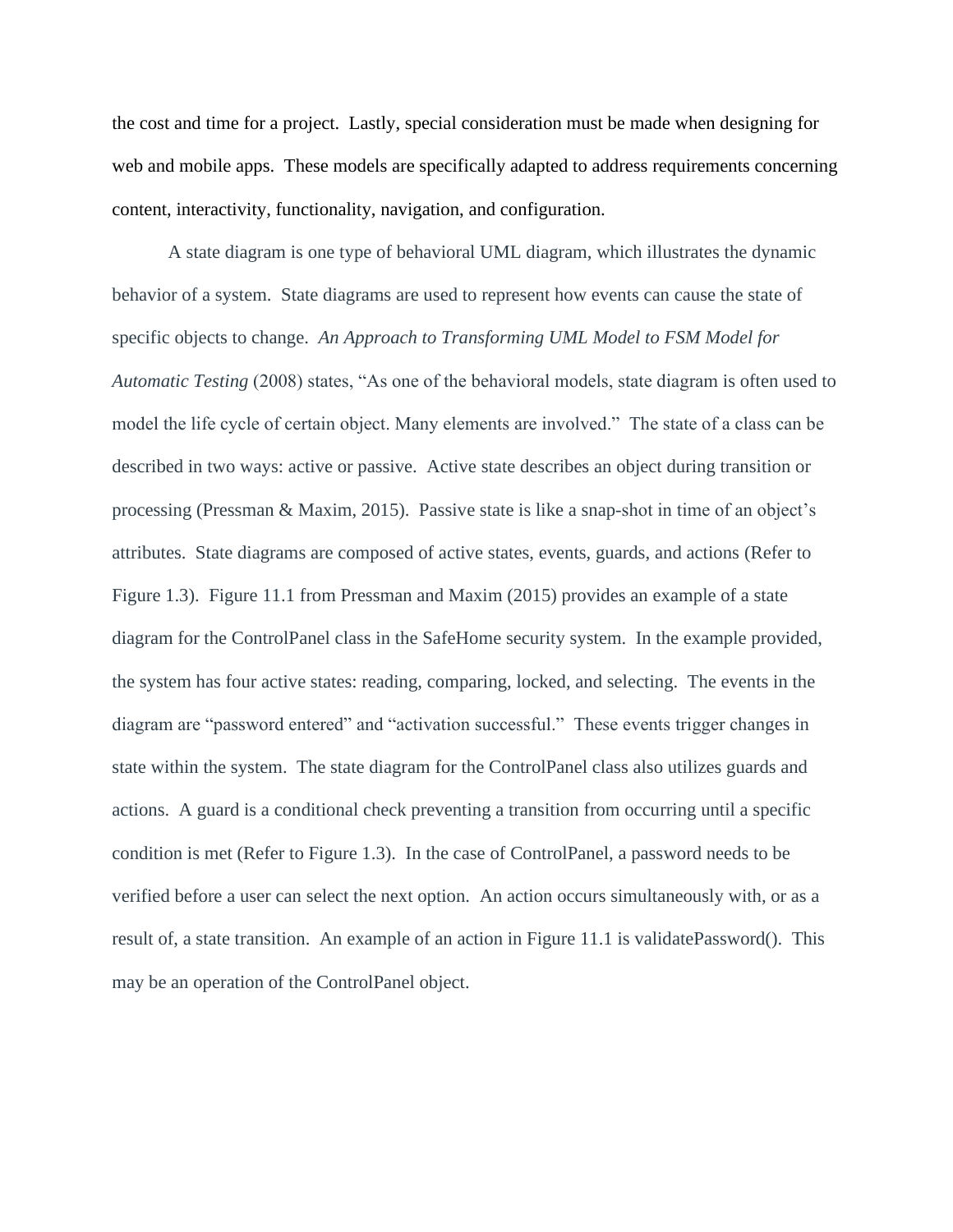the cost and time for a project. Lastly, special consideration must be made when designing for web and mobile apps. These models are specifically adapted to address requirements concerning content, interactivity, functionality, navigation, and configuration.

A state diagram is one type of behavioral UML diagram, which illustrates the dynamic behavior of a system. State diagrams are used to represent how events can cause the state of specific objects to change. *An Approach to Transforming UML Model to FSM Model for Automatic Testing* (2008) states, "As one of the behavioral models, state diagram is often used to model the life cycle of certain object. Many elements are involved." The state of a class can be described in two ways: active or passive. Active state describes an object during transition or processing (Pressman & Maxim, 2015). Passive state is like a snap-shot in time of an object's attributes. State diagrams are composed of active states, events, guards, and actions (Refer to Figure 1.3). Figure 11.1 from Pressman and Maxim (2015) provides an example of a state diagram for the ControlPanel class in the SafeHome security system. In the example provided, the system has four active states: reading, comparing, locked, and selecting. The events in the diagram are "password entered" and "activation successful." These events trigger changes in state within the system. The state diagram for the ControlPanel class also utilizes guards and actions. A guard is a conditional check preventing a transition from occurring until a specific condition is met (Refer to Figure 1.3). In the case of ControlPanel, a password needs to be verified before a user can select the next option. An action occurs simultaneously with, or as a result of, a state transition. An example of an action in Figure 11.1 is validatePassword(). This may be an operation of the ControlPanel object.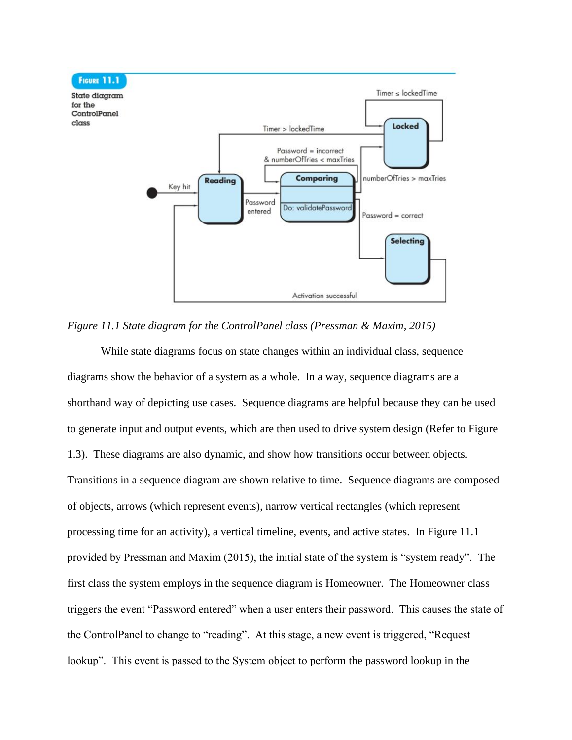*Figure 11.1 State diagram for the ControlPanel class (Pressman & Maxim, 2015)*

While state diagrams focus on state changes within an individual class, sequence diagrams show the behavior of a system as a whole. In a way, sequence diagrams are a shorthand way of depicting use cases. Sequence diagrams are helpful because they can be used to generate input and output events, which are then used to drive system design (Refer to Figure 1.3). These diagrams are also dynamic, and show how transitions occur between objects. Transitions in a sequence diagram are shown relative to time. Sequence diagrams are composed of objects, arrows (which represent events), narrow vertical rectangles (which represent processing time for an activity), a vertical timeline, events, and active states. In Figure 11.1 provided by Pressman and Maxim (2015), the initial state of the system is "system ready". The first class the system employs in the sequence diagram is Homeowner. The Homeowner class triggers the event "Password entered" when a user enters their password. This causes the state of the ControlPanel to change to "reading". At this stage, a new event is triggered, "Request lookup". This event is passed to the System object to perform the password lookup in the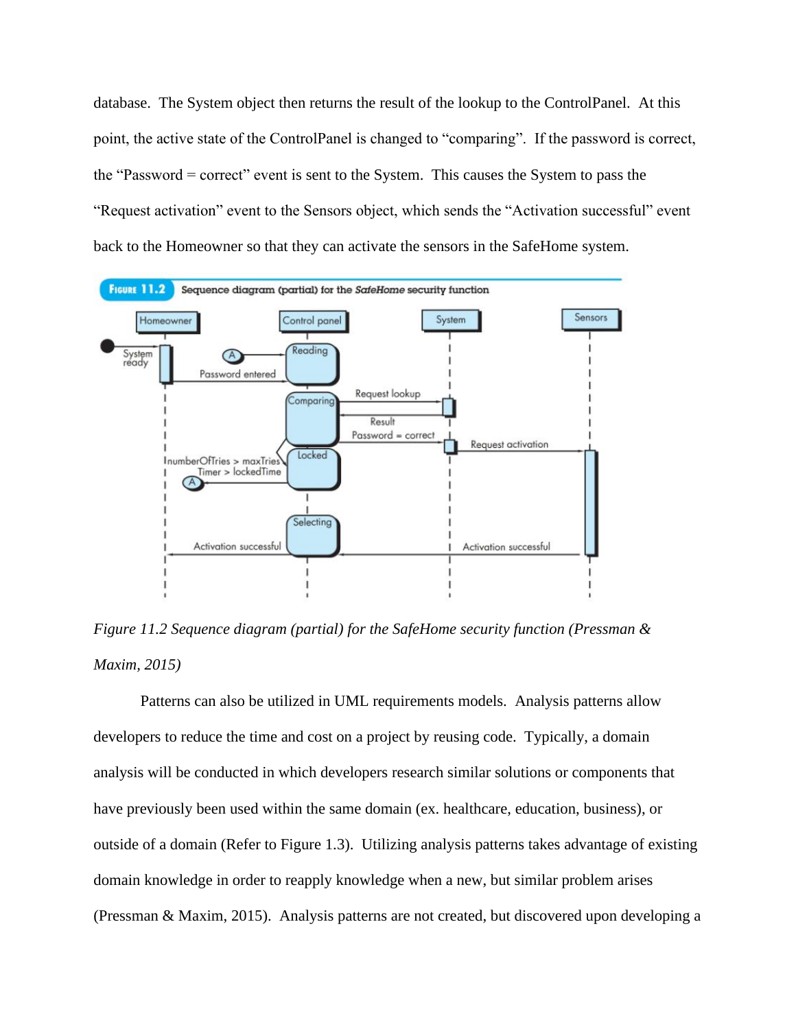database. The System object then returns the result of the lookup to the ControlPanel. At this point, the active state of the ControlPanel is changed to "comparing". If the password is correct, the "Password = correct" event is sent to the System. This causes the System to pass the "Request activation" event to the Sensors object, which sends the "Activation successful" event back to the Homeowner so that they can activate the sensors in the SafeHome system.

*Figure 11.2 Sequence diagram (partial) for the SafeHome security function (Pressman & Maxim, 2015)*

Patterns can also be utilized in UML requirements models. Analysis patterns allow developers to reduce the time and cost on a project by reusing code. Typically, a domain analysis will be conducted in which developers research similar solutions or components that have previously been used within the same domain (ex. healthcare, education, business), or outside of a domain (Refer to Figure 1.3). Utilizing analysis patterns takes advantage of existing domain knowledge in order to reapply knowledge when a new, but similar problem arises (Pressman & Maxim, 2015). Analysis patterns are not created, but discovered upon developing a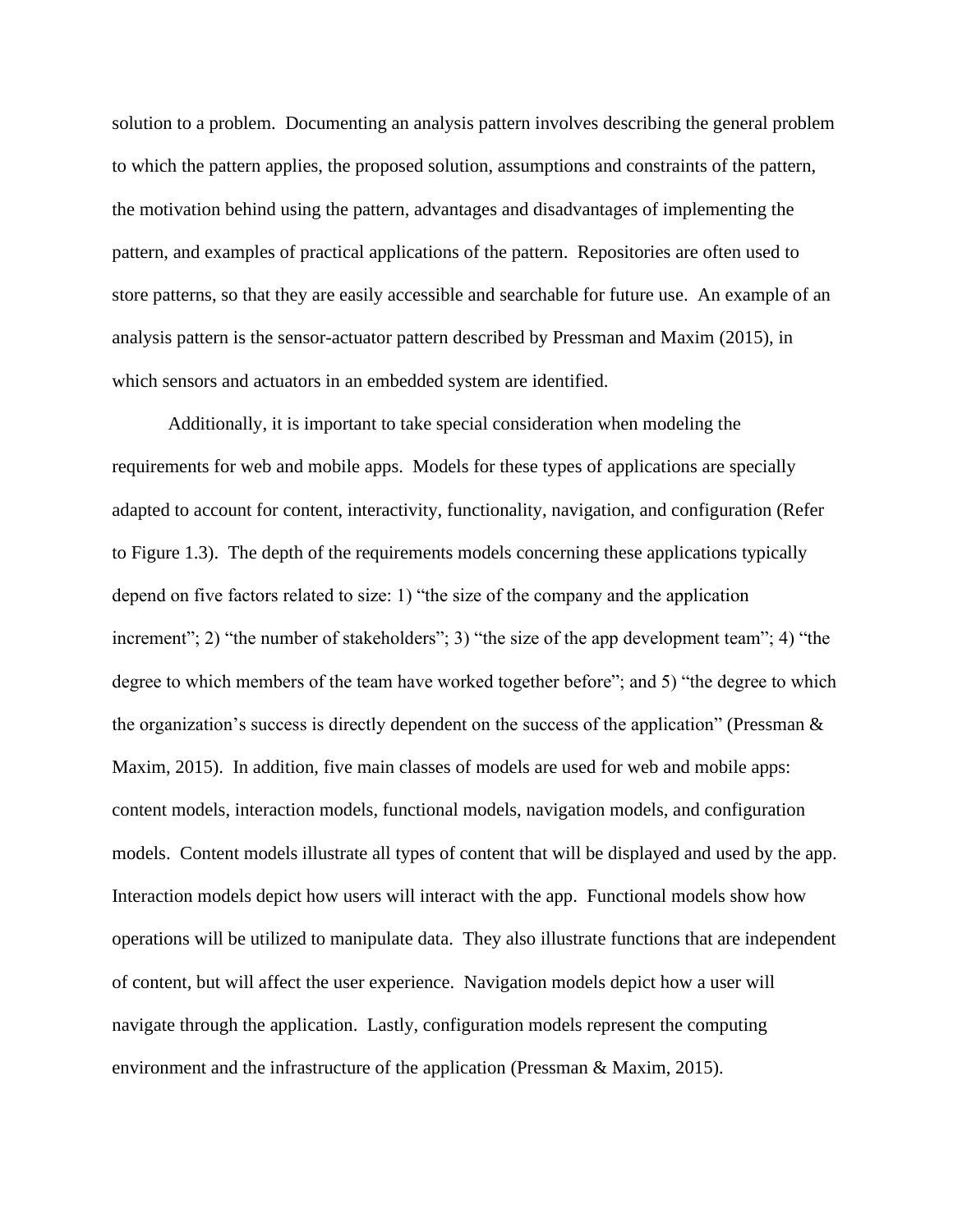solution to a problem. Documenting an analysis pattern involves describing the general problem to which the pattern applies, the proposed solution, assumptions and constraints of the pattern, the motivation behind using the pattern, advantages and disadvantages of implementing the pattern, and examples of practical applications of the pattern. Repositories are often used to store patterns, so that they are easily accessible and searchable for future use. An example of an analysis pattern is the sensor-actuator pattern described by Pressman and Maxim (2015), in which sensors and actuators in an embedded system are identified.

Additionally, it is important to take special consideration when modeling the requirements for web and mobile apps. Models for these types of applications are specially adapted to account for content, interactivity, functionality, navigation, and configuration (Refer to Figure 1.3). The depth of the requirements models concerning these applications typically depend on five factors related to size: 1) “the size of the company and the application increment”; 2) “the number of stakeholders”; 3) “the size of the app development team”; 4) “the degree to which members of the team have worked together before”; and 5) “the degree to which the organization’s success is directly dependent on the success of the application” (Pressman & Maxim, 2015). In addition, five main classes of models are used for web and mobile apps: content models, interaction models, functional models, navigation models, and configuration models. Content models illustrate all types of content that will be displayed and used by the app. Interaction models depict how users will interact with the app. Functional models show how operations will be utilized to manipulate data. They also illustrate functions that are independent of content, but will affect the user experience. Navigation models depict how a user will navigate through the application. Lastly, configuration models represent the computing environment and the infrastructure of the application (Pressman & Maxim, 2015).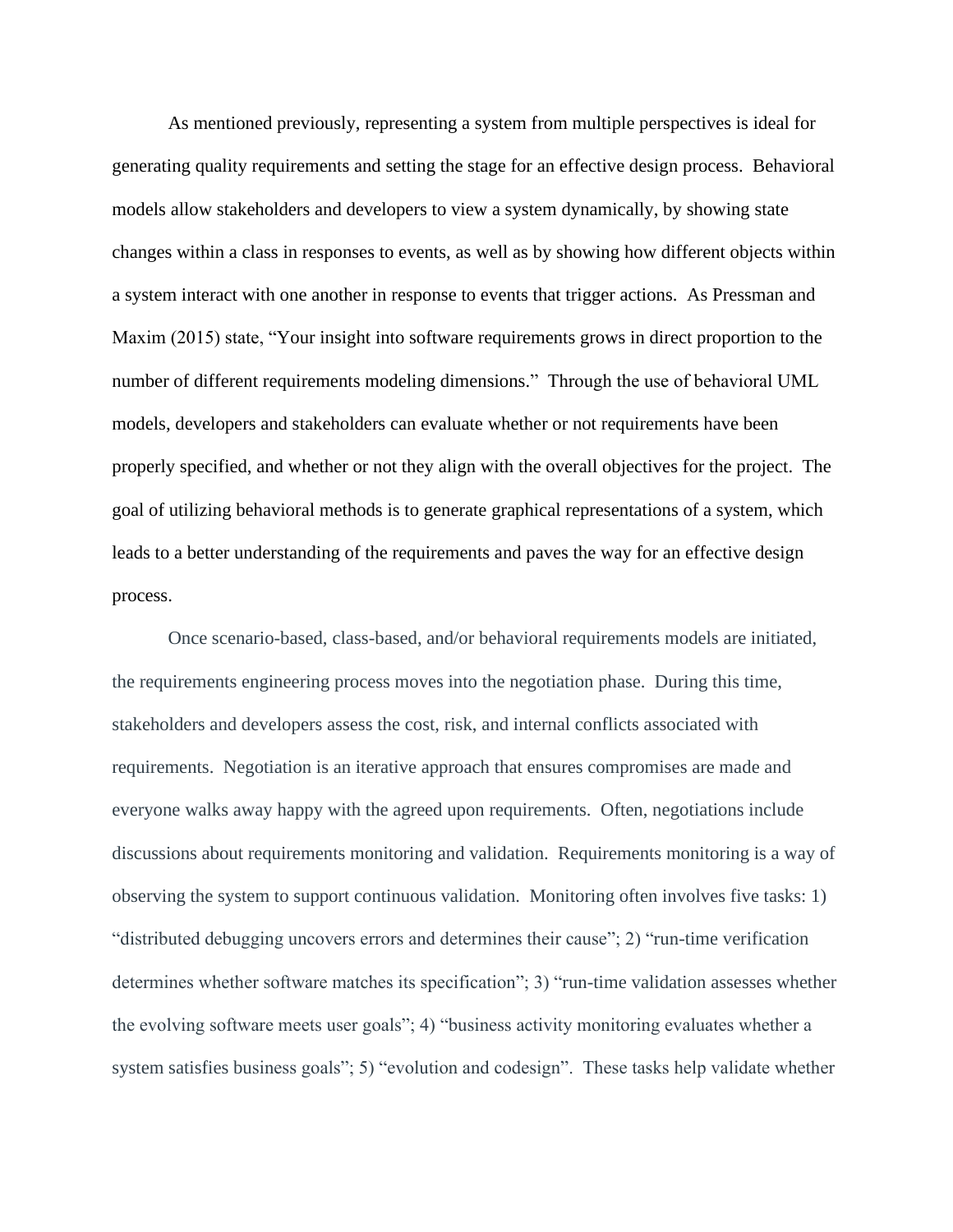As mentioned previously, representing a system from multiple perspectives is ideal for generating quality requirements and setting the stage for an effective design process. Behavioral models allow stakeholders and developers to view a system dynamically, by showing state changes within a class in responses to events, as well as by showing how different objects within a system interact with one another in response to events that trigger actions. As Pressman and Maxim (2015) state, "Your insight into software requirements grows in direct proportion to the number of different requirements modeling dimensions." Through the use of behavioral UML models, developers and stakeholders can evaluate whether or not requirements have been properly specified, and whether or not they align with the overall objectives for the project. The goal of utilizing behavioral methods is to generate graphical representations of a system, which leads to a better understanding of the requirements and paves the way for an effective design process.

Once scenario-based, class-based, and/or behavioral requirements models are initiated, the requirements engineering process moves into the negotiation phase. During this time, stakeholders and developers assess the cost, risk, and internal conflicts associated with requirements. Negotiation is an iterative approach that ensures compromises are made and everyone walks away happy with the agreed upon requirements. Often, negotiations include discussions about requirements monitoring and validation. Requirements monitoring is a way of observing the system to support continuous validation. Monitoring often involves five tasks: 1) "distributed debugging uncovers errors and determines their cause"; 2) "run-time verification determines whether software matches its specification"; 3) "run-time validation assesses whether the evolving software meets user goals"; 4) "business activity monitoring evaluates whether a system satisfies business goals"; 5) "evolution and codesign". These tasks help validate whether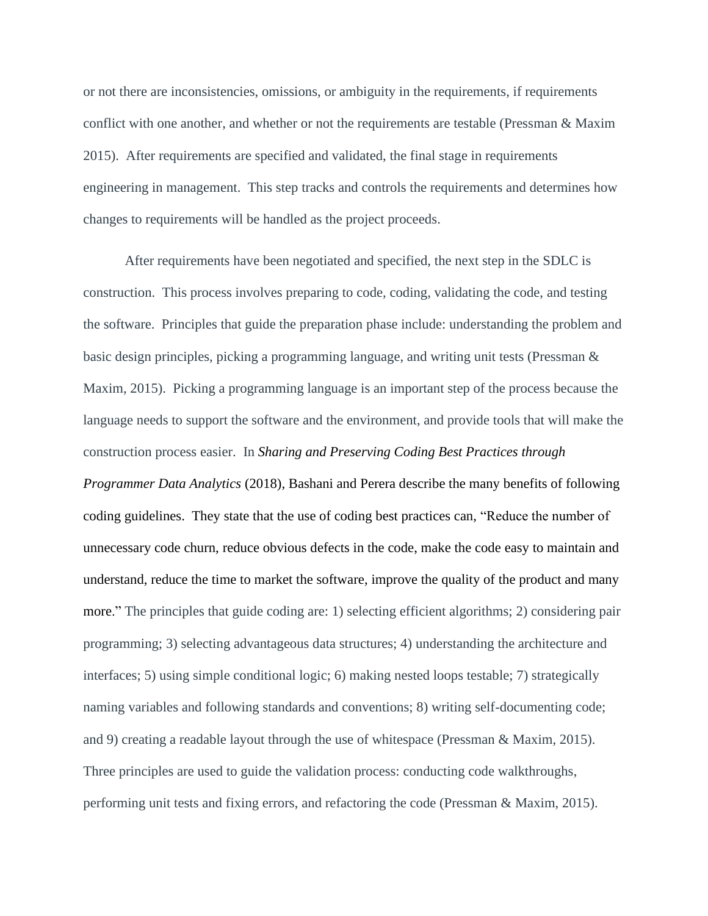or not there are inconsistencies, omissions, or ambiguity in the requirements, if requirements conflict with one another, and whether or not the requirements are testable (Pressman & Maxim 2015). After requirements are specified and validated, the final stage in requirements engineering in management. This step tracks and controls the requirements and determines how changes to requirements will be handled as the project proceeds.

After requirements have been negotiated and specified, the next step in the SDLC is construction. This process involves preparing to code, coding, validating the code, and testing the software. Principles that guide the preparation phase include: understanding the problem and basic design principles, picking a programming language, and writing unit tests (Pressman & Maxim, 2015). Picking a programming language is an important step of the process because the language needs to support the software and the environment, and provide tools that will make the construction process easier. In *Sharing and Preserving Coding Best Practices through Programmer Data Analytics* (2018), Bashani and Perera describe the many benefits of following coding guidelines. They state that the use of coding best practices can, "Reduce the number of unnecessary code churn, reduce obvious defects in the code, make the code easy to maintain and understand, reduce the time to market the software, improve the quality of the product and many more." The principles that guide coding are: 1) selecting efficient algorithms; 2) considering pair programming; 3) selecting advantageous data structures; 4) understanding the architecture and interfaces; 5) using simple conditional logic; 6) making nested loops testable; 7) strategically naming variables and following standards and conventions; 8) writing self-documenting code; and 9) creating a readable layout through the use of whitespace (Pressman & Maxim, 2015). Three principles are used to guide the validation process: conducting code walkthroughs, performing unit tests and fixing errors, and refactoring the code (Pressman & Maxim, 2015).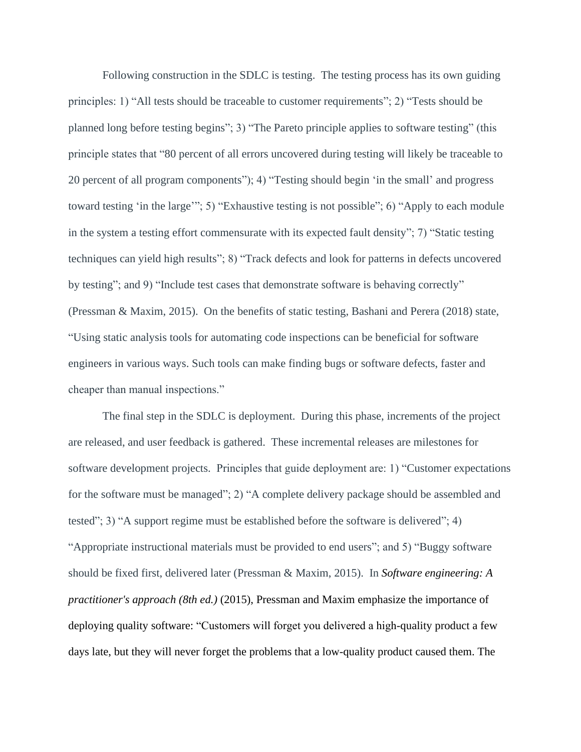Following construction in the SDLC is testing.  The testing process has its own guiding principles: 1) “All tests should be traceable to customer requirements”; 2) “Tests should be planned long before testing begins”; 3) “The Pareto principle applies to software testing” (this principle states that “80 percent of all errors uncovered during testing will likely be traceable to 20 percent of all program components”); 4) “Testing should begin ‘in the small’ and progress toward testing ‘in the large’”; 5) “Exhaustive testing is not possible”; 6) “Apply to each module in the system a testing effort commensurate with its expected fault density”; 7) “Static testing techniques can yield high results”; 8) “Track defects and look for patterns in defects uncovered by testing”; and 9) “Include test cases that demonstrate software is behaving correctly” (Pressman & Maxim, 2015).  On the benefits of static testing, Bashani and Perera (2018) state, “Using static analysis tools for automating code inspections can be beneficial for software engineers in various ways. Such tools can make finding bugs or software defects, faster and cheaper than manual inspections.”

The final step in the SDLC is deployment.  During this phase, increments of the project are released, and user feedback is gathered.  These incremental releases are milestones for software development projects.  Principles that guide deployment are: 1) “Customer expectations for the software must be managed”; 2) “A complete delivery package should be assembled and tested”; 3) “A support regime must be established before the software is delivered”; 4) “Appropriate instructional materials must be provided to end users”; and 5) “Buggy software should be fixed first, delivered later (Pressman & Maxim, 2015).  In ***Software engineering: A practitioner's approach (8th ed.)*** (2015), Pressman and Maxim emphasize the importance of deploying quality software: “Customers will forget you delivered a high-quality product a few days late, but they will never forget the problems that a low-quality product caused them. The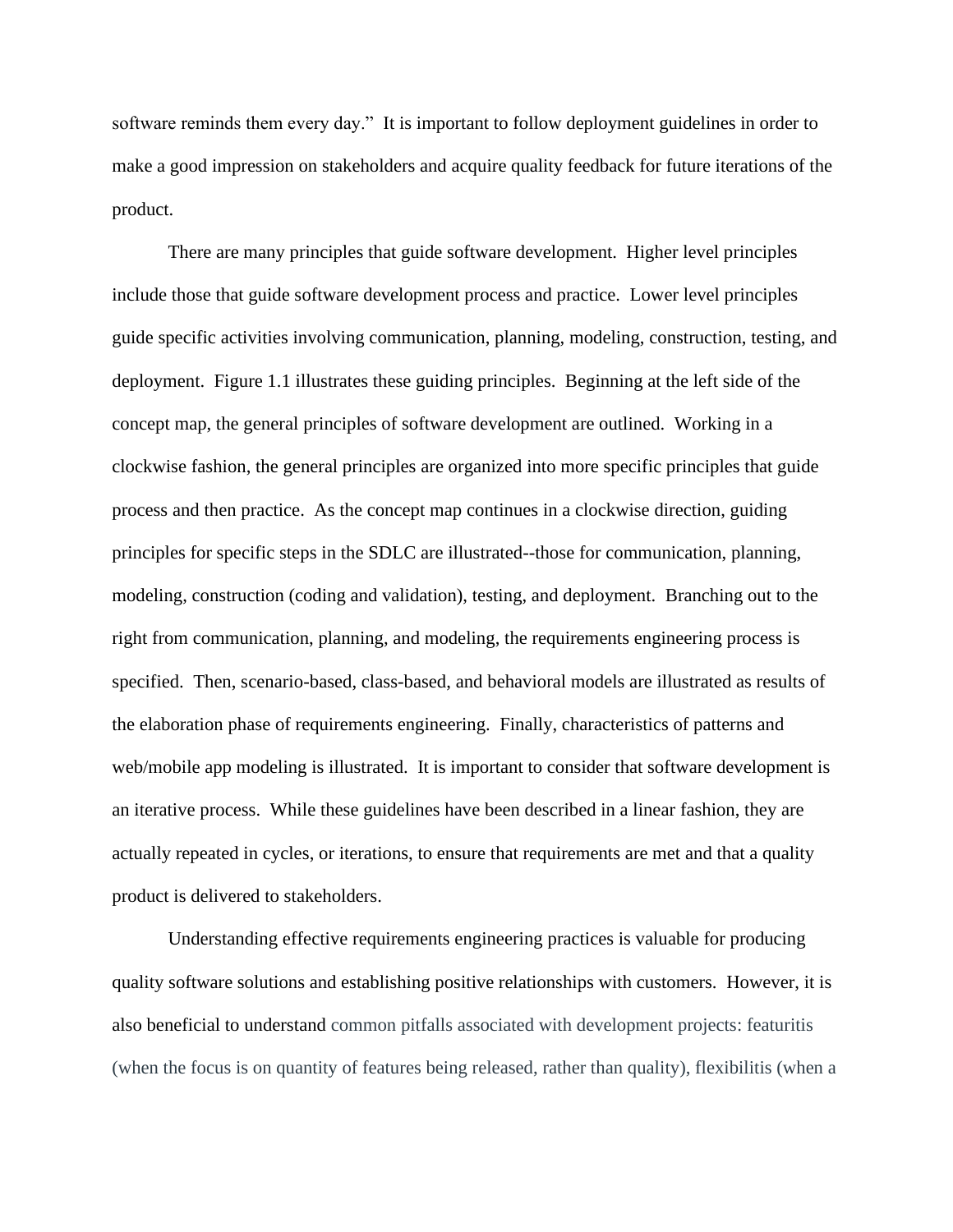software reminds them every day." It is important to follow deployment guidelines in order to make a good impression on stakeholders and acquire quality feedback for future iterations of the product.

There are many principles that guide software development. Higher level principles include those that guide software development process and practice. Lower level principles guide specific activities involving communication, planning, modeling, construction, testing, and deployment. Figure 1.1 illustrates these guiding principles. Beginning at the left side of the concept map, the general principles of software development are outlined. Working in a clockwise fashion, the general principles are organized into more specific principles that guide process and then practice. As the concept map continues in a clockwise direction, guiding principles for specific steps in the SDLC are illustrated--those for communication, planning, modeling, construction (coding and validation), testing, and deployment. Branching out to the right from communication, planning, and modeling, the requirements engineering process is specified. Then, scenario-based, class-based, and behavioral models are illustrated as results of the elaboration phase of requirements engineering. Finally, characteristics of patterns and web/mobile app modeling is illustrated. It is important to consider that software development is an iterative process. While these guidelines have been described in a linear fashion, they are actually repeated in cycles, or iterations, to ensure that requirements are met and that a quality product is delivered to stakeholders.

Understanding effective requirements engineering practices is valuable for producing quality software solutions and establishing positive relationships with customers. However, it is also beneficial to understand common pitfalls associated with development projects: featuritis (when the focus is on quantity of features being released, rather than quality), flexibilitis (when a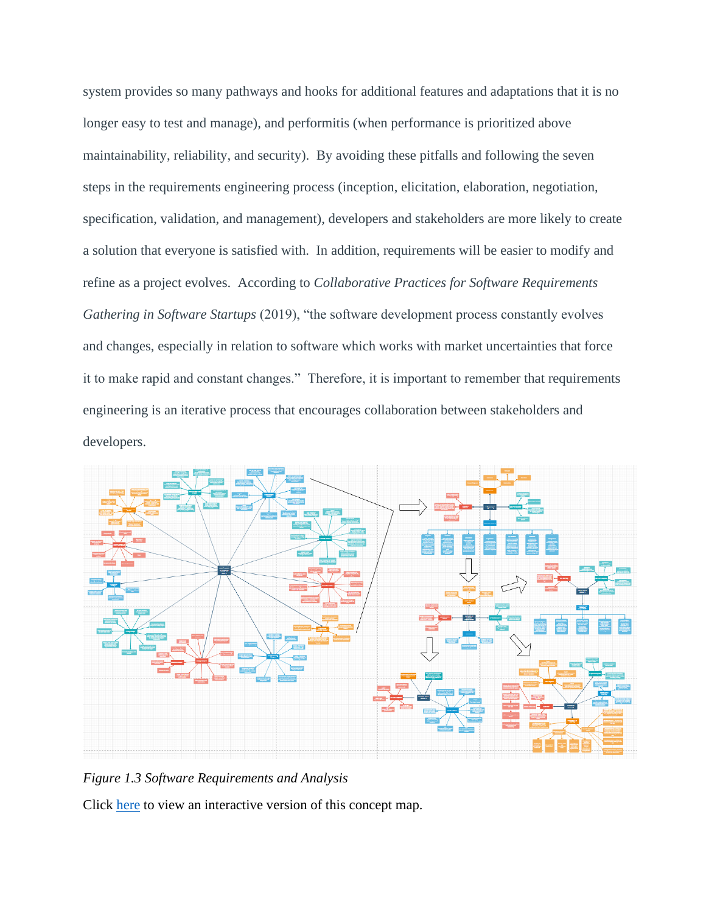system provides so many pathways and hooks for additional features and adaptations that it is no longer easy to test and manage), and performitis (when performance is prioritized above maintainability, reliability, and security). By avoiding these pitfalls and following the seven steps in the requirements engineering process (inception, elicitation, elaboration, negotiation, specification, validation, and management), developers and stakeholders are more likely to create a solution that everyone is satisfied with. In addition, requirements will be easier to modify and refine as a project evolves. According to *Collaborative Practices for Software Requirements Gathering in Software Startups* (2019), "the software development process constantly evolves and changes, especially in relation to software which works with market uncertainties that force it to make rapid and constant changes." Therefore, it is important to remember that requirements engineering is an iterative process that encourages collaboration between stakeholders and developers.

*Figure 1.3 Software Requirements and Analysis*

Click here to view an interactive version of this concept map.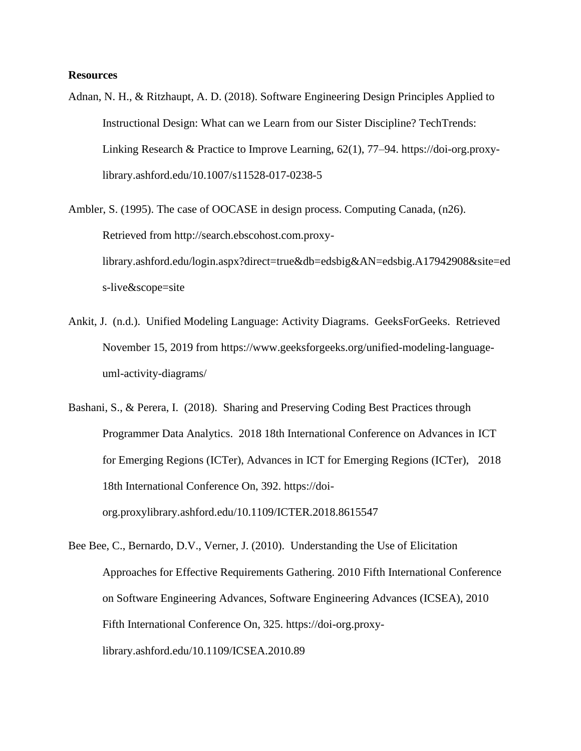**Resources**

Adnan, N. H., & Ritzhaupt, A. D. (2018). Software Engineering Design Principles Applied to Instructional Design: What can we Learn from our Sister Discipline? TechTrends: Linking Research & Practice to Improve Learning, 62(1), 77–94. https://doi-org.proxy-library.ashford.edu/10.1007/s11528-017-0238-5

Ambler, S. (1995). The case of OOCASE in design process. Computing Canada, (n26). Retrieved from http://search.ebscohost.com.proxy-library.ashford.edu/login.aspx?direct=true&db=edsbig&AN=edsbig.A17942908&site=eds-live&scope=site

Ankit, J. (n.d.). Unified Modeling Language: Activity Diagrams. GeeksForGeeks. Retrieved November 15, 2019 from https://www.geeksforgeeks.org/unified-modeling-language-uml-activity-diagrams/

Bashani, S., & Perera, I. (2018). Sharing and Preserving Coding Best Practices through Programmer Data Analytics. 2018 18th International Conference on Advances in ICT for Emerging Regions (ICTer), Advances in ICT for Emerging Regions (ICTer), 2018 18th International Conference On, 392. https://doi-org.proxylibrary.ashford.edu/10.1109/ICTER.2018.8615547

Bee Bee, C., Bernardo, D.V., Verner, J. (2010). Understanding the Use of Elicitation Approaches for Effective Requirements Gathering. 2010 Fifth International Conference on Software Engineering Advances, Software Engineering Advances (ICSEA), 2010 Fifth International Conference On, 325. https://doi-org.proxy-library.ashford.edu/10.1109/ICSEA.2010.89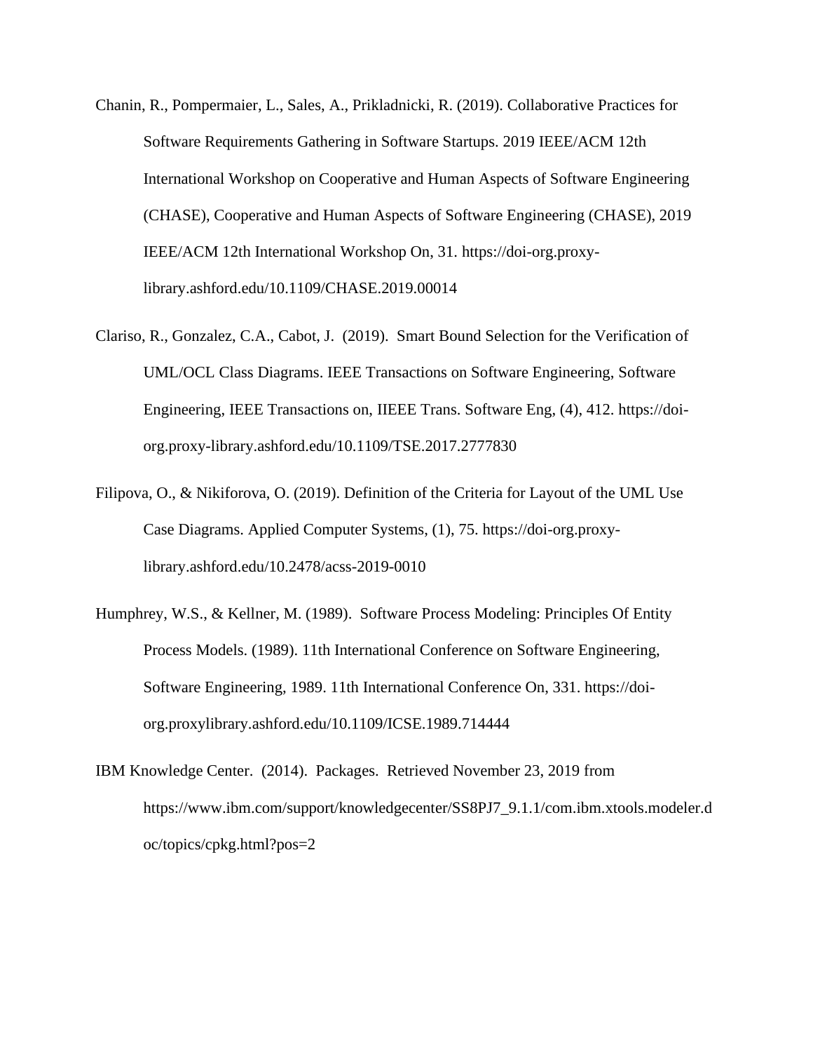Chanin, R., Pompermaier, L., Sales, A., Prikladnicki, R. (2019). Collaborative Practices for Software Requirements Gathering in Software Startups. 2019 IEEE/ACM 12th International Workshop on Cooperative and Human Aspects of Software Engineering (CHASE), Cooperative and Human Aspects of Software Engineering (CHASE), 2019 IEEE/ACM 12th International Workshop On, 31. https://doi-org.proxy-library.ashford.edu/10.1109/CHASE.2019.00014

Clariso, R., Gonzalez, C.A., Cabot, J. (2019). Smart Bound Selection for the Verification of UML/OCL Class Diagrams. IEEE Transactions on Software Engineering, Software Engineering, IEEE Transactions on, IIEEE Trans. Software Eng, (4), 412. https://doi-org.proxy-library.ashford.edu/10.1109/TSE.2017.2777830

Filipova, O., & Nikiforova, O. (2019). Definition of the Criteria for Layout of the UML Use Case Diagrams. Applied Computer Systems, (1), 75. https://doi-org.proxy-library.ashford.edu/10.2478/acss-2019-0010

Humphrey, W.S., & Kellner, M. (1989). Software Process Modeling: Principles Of Entity Process Models. (1989). 11th International Conference on Software Engineering, Software Engineering, 1989. 11th International Conference On, 331. https://doi-org.proxylibrary.ashford.edu/10.1109/ICSE.1989.714444

IBM Knowledge Center. (2014). Packages. Retrieved November 23, 2019 from https://www.ibm.com/support/knowledgecenter/SS8PJ7_9.1.1/com.ibm.xtools.modeler.doc/topics/cpkg.html?pos=2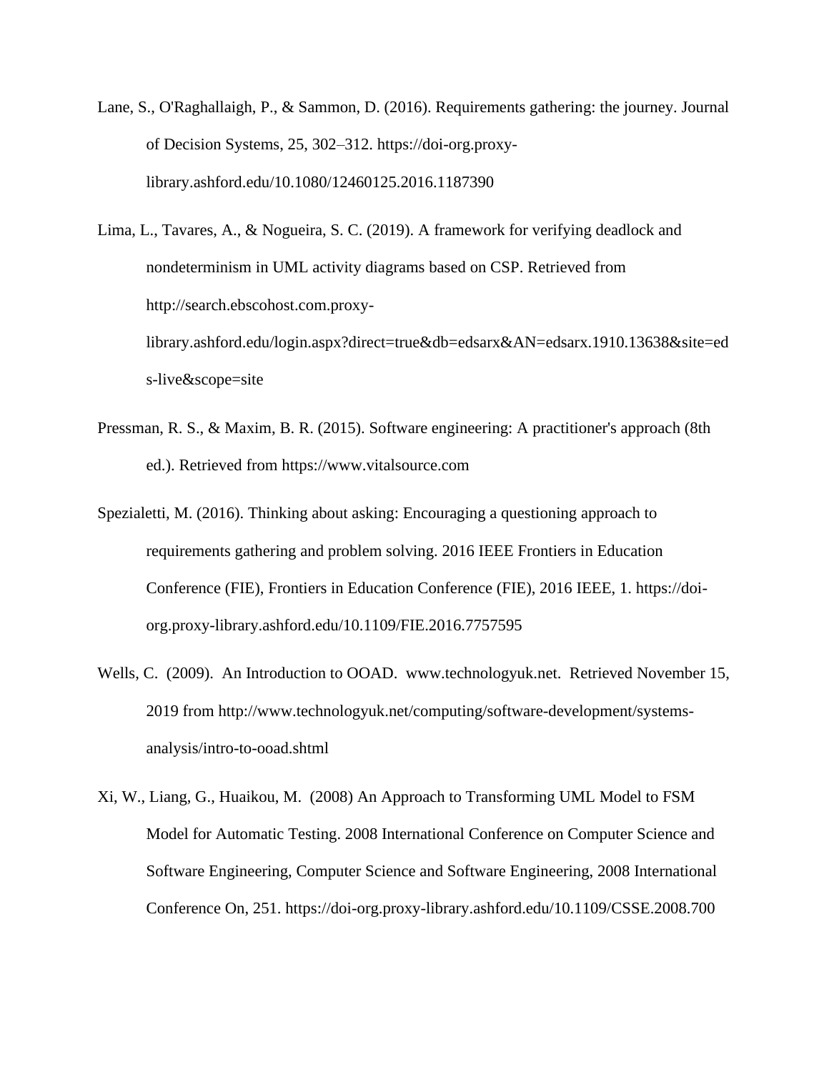Lane, S., O'Raghallaigh, P., & Sammon, D. (2016). Requirements gathering: the journey. Journal of Decision Systems, 25, 302–312. https://doi-org.proxy-library.ashford.edu/10.1080/12460125.2016.1187390

Lima, L., Tavares, A., & Nogueira, S. C. (2019). A framework for verifying deadlock and nondeterminism in UML activity diagrams based on CSP. Retrieved from http://search.ebscohost.com.proxy-library.ashford.edu/login.aspx?direct=true&db=edsarx&AN=edsarx.1910.13638&site=eds-live&scope=site

Pressman, R. S., & Maxim, B. R. (2015). Software engineering: A practitioner's approach (8th ed.). Retrieved from https://www.vitalsource.com

Spezialetti, M. (2016). Thinking about asking: Encouraging a questioning approach to requirements gathering and problem solving. 2016 IEEE Frontiers in Education Conference (FIE), Frontiers in Education Conference (FIE), 2016 IEEE, 1. https://doi-org.proxy-library.ashford.edu/10.1109/FIE.2016.7757595

Wells, C. (2009). An Introduction to OOAD. www.technologyuk.net. Retrieved November 15, 2019 from http://www.technologyuk.net/computing/software-development/systems-analysis/intro-to-ooad.shtml

Xi, W., Liang, G., Huaikou, M. (2008) An Approach to Transforming UML Model to FSM Model for Automatic Testing. 2008 International Conference on Computer Science and Software Engineering, Computer Science and Software Engineering, 2008 International Conference On, 251. https://doi-org.proxy-library.ashford.edu/10.1109/CSSE.2008.700